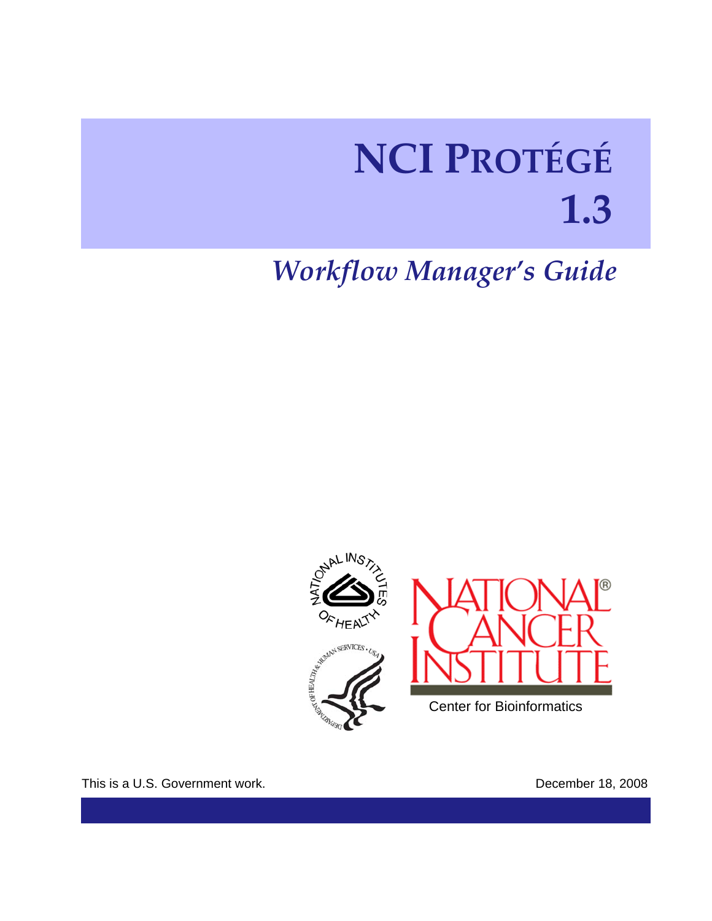# NCI PROTÉGÉ 1.3

## *Workflow Manager's Guide*

Center for Bioinformatics

This is a U.S. Government work.

December 18, 2008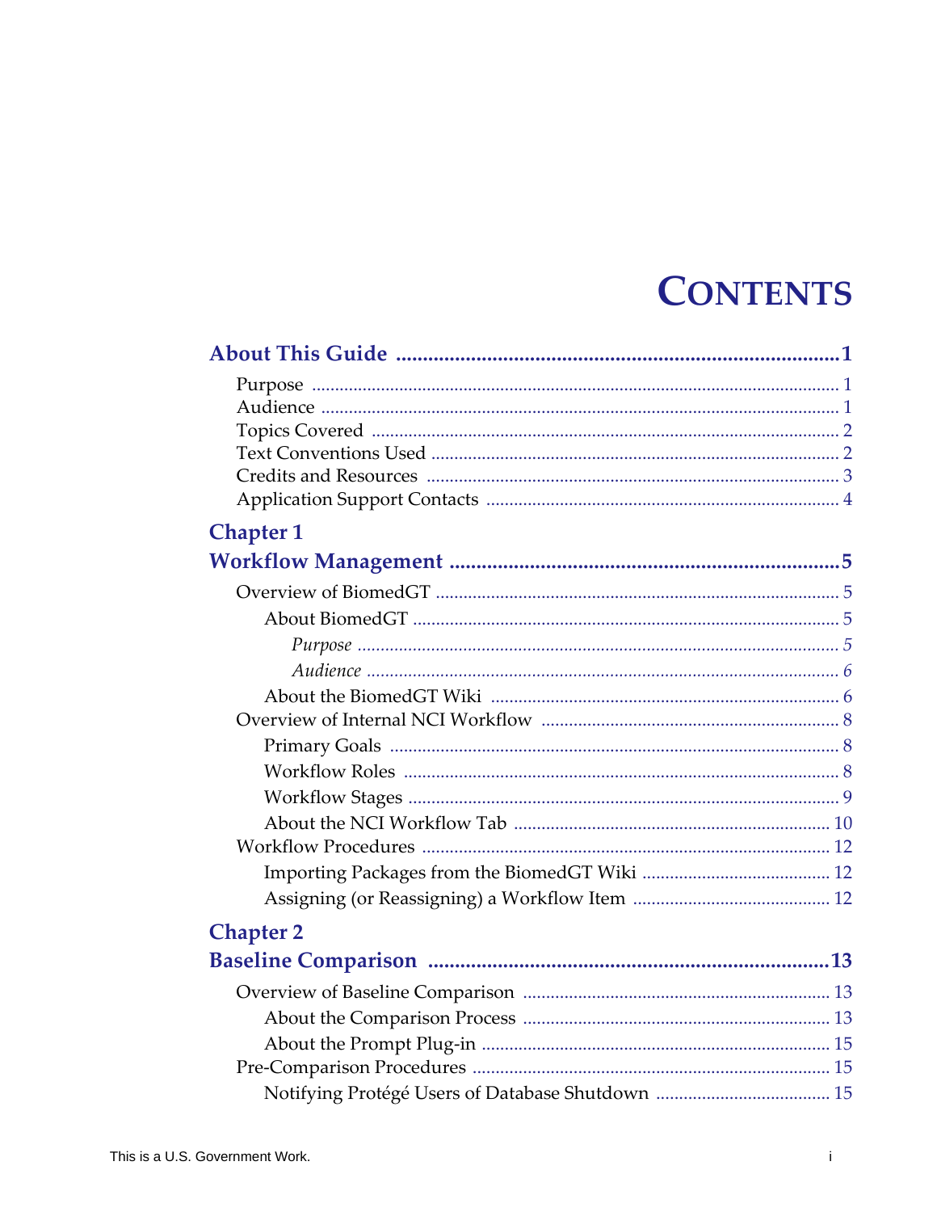# CONTENTS

**About This Guide** .................................................................... **1**

- Purpose ........................................................................ 1
- Audience ....................................................................... 1
- Topics Covered ............................................................... 2
- Text Conventions Used ..................................................... 2
- Credits and Resources ...................................................... 3
- Application Support Contacts ............................................ 4

**Chapter 1**
**Workflow Management** .......................................................... **5**

- Overview of BiomedGT ...................................................... 5
  - About BiomedGT ......................................................... 5
    - *Purpose* .............................................................. *5*
    - *Audience* ............................................................ *6*
  - About the BiomedGT Wiki .............................................. 6
- Overview of Internal NCI Workflow ..................................... 8
  - Primary Goals ............................................................. 8
  - Workflow Roles ........................................................... 8
  - Workflow Stages .......................................................... 9
  - About the NCI Workflow Tab .......................................... 10
- Workflow Procedures ....................................................... 12
  - Importing Packages from the BiomedGT Wiki ..................... 12
  - Assigning (or Reassigning) a Workflow Item ...................... 12

**Chapter 2**
**Baseline Comparison** ........................................................... **13**

- Overview of Baseline Comparison ....................................... 13
  - About the Comparison Process ....................................... 13
  - About the Prompt Plug-in .............................................. 15
- Pre-Comparison Procedures ............................................... 15
  - Notifying Protégé Users of Database Shutdown .................. 15

This is a U.S. Government Work.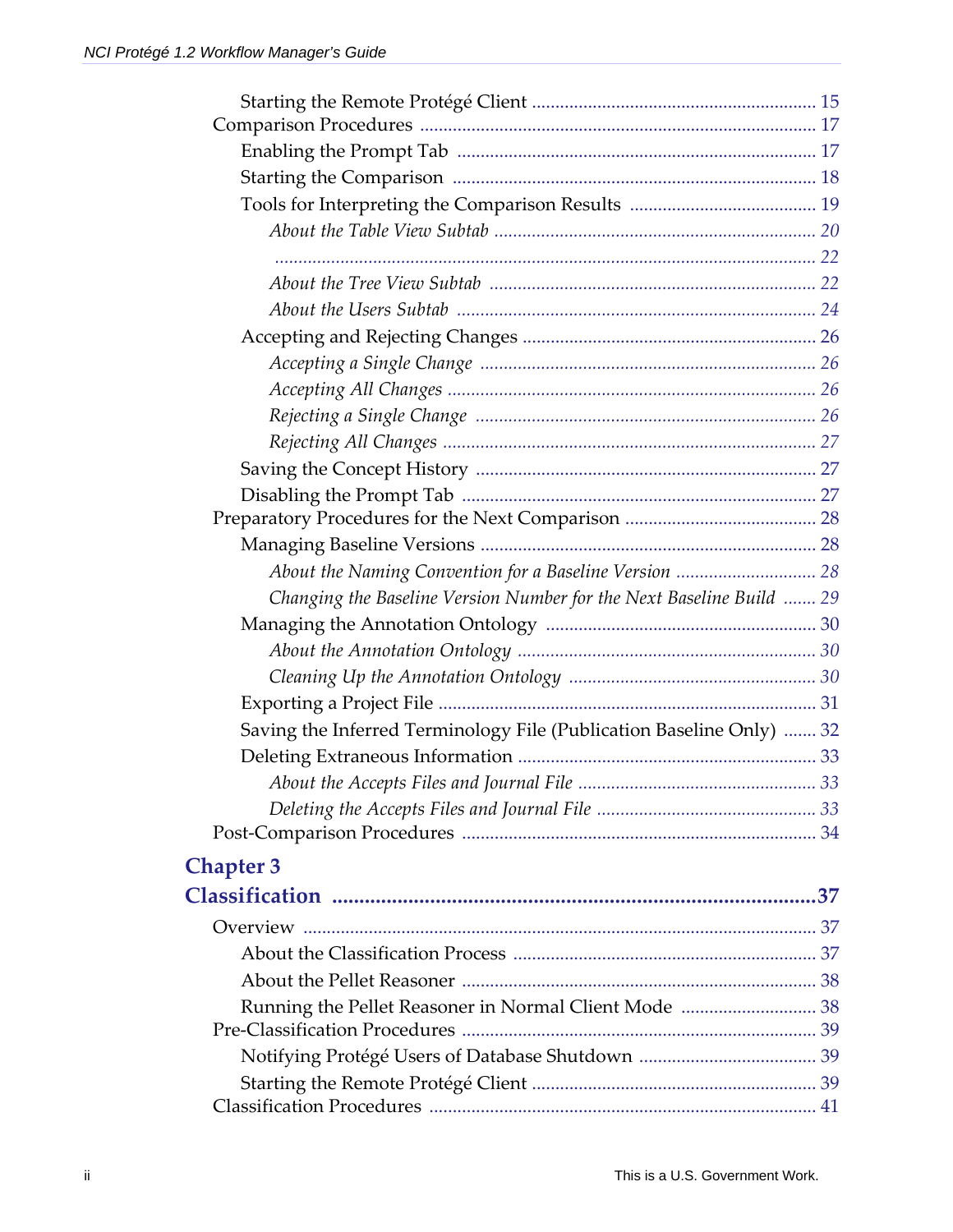Starting the Remote Protégé Client ............................................................ 15
Comparison Procedures .................................................................................... 17
Enabling the Prompt Tab ............................................................................. 17
Starting the Comparison ............................................................................. 18
Tools for Interpreting the Comparison Results ........................................ 19
*About the Table View Subtab* .................................................................... 20
.................................................................................................................. 22
*About the Tree View Subtab* ..................................................................... 22
*About the Users Subtab* ............................................................................ 24
Accepting and Rejecting Changes .............................................................. 26
*Accepting a Single Change* ....................................................................... 26
*Accepting All Changes* ............................................................................. 26
*Rejecting a Single Change* ........................................................................ 26
*Rejecting All Changes* ............................................................................... 27
Saving the Concept History ........................................................................ 27
Disabling the Prompt Tab ........................................................................... 27
Preparatory Procedures for the Next Comparison ......................................... 28
Managing Baseline Versions ....................................................................... 28
*About the Naming Convention for a Baseline Version* ............................. 28
*Changing the Baseline Version Number for the Next Baseline Build* ...... 29
Managing the Annotation Ontology .......................................................... 30
*About the Annotation Ontology* ............................................................... 30
*Cleaning Up the Annotation Ontology* .................................................... 30
Exporting a Project File ................................................................................ 31
Saving the Inferred Terminology File (Publication Baseline Only) ....... 32
Deleting Extraneous Information ............................................................... 33
*About the Accepts Files and Journal File* .................................................. 33
*Deleting the Accepts Files and Journal File* .............................................. 33
Post-Comparison Procedures ........................................................................... 34

## Chapter 3
## Classification .......................................................................................37

Overview ............................................................................................................. 37
About the Classification Process ................................................................ 37
About the Pellet Reasoner ........................................................................... 38
Running the Pellet Reasoner in Normal Client Mode ............................. 38
Pre-Classification Procedures ........................................................................... 39
Notifying Protégé Users of Database Shutdown ...................................... 39
Starting the Remote Protégé Client ............................................................ 39
Classification Procedures .................................................................................. 41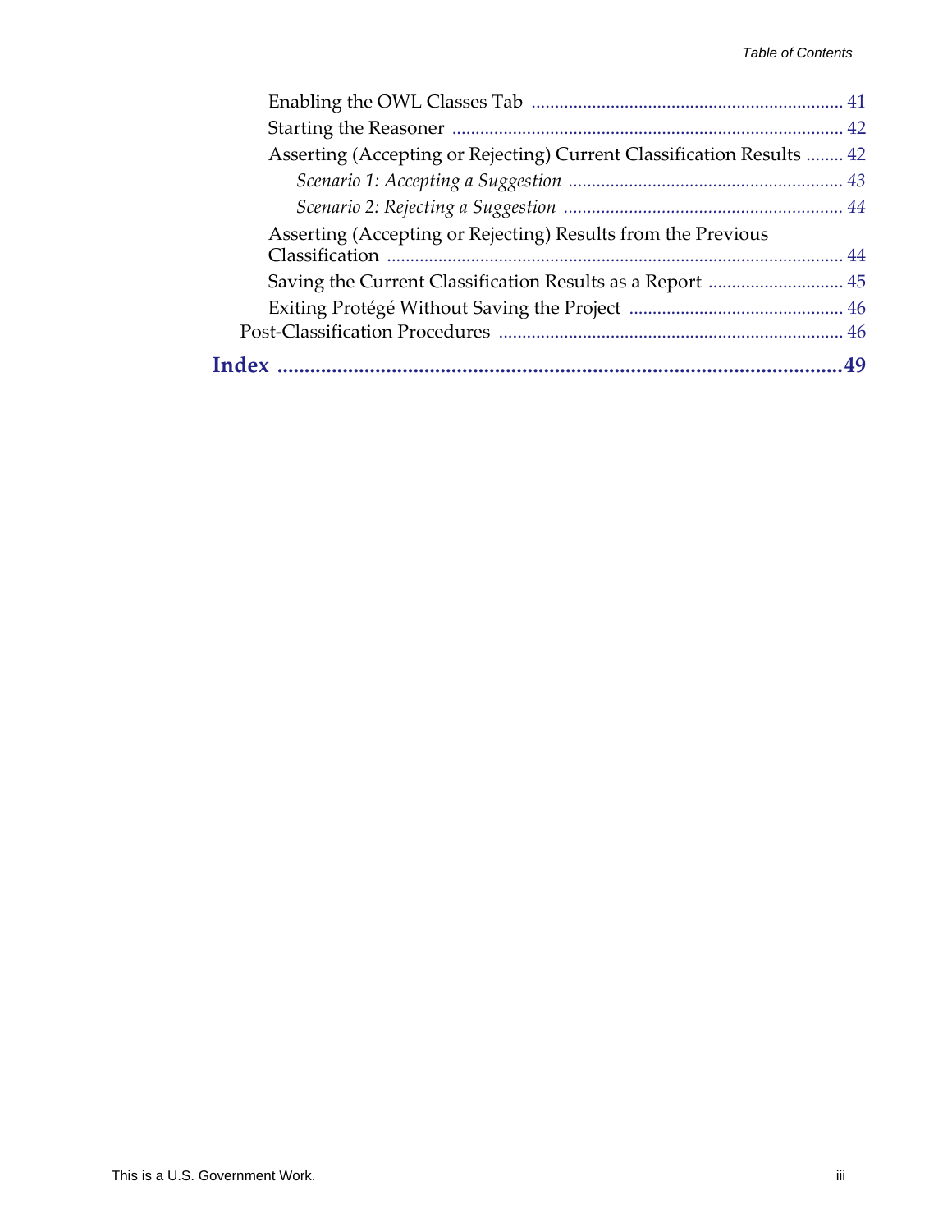Enabling the OWL Classes Tab .................................................................. 41
Starting the Reasoner .................................................................................. 42
Asserting (Accepting or Rejecting) Current Classification Results ........ 42
*Scenario 1: Accepting a Suggestion* ........................................................ 43
*Scenario 2: Rejecting a Suggestion* ......................................................... 44
Asserting (Accepting or Rejecting) Results from the Previous Classification ................................................................................................. 44
Saving the Current Classification Results as a Report ............................ 45
Exiting Protégé Without Saving the Project ............................................. 46
Post-Classification Procedures ........................................................................ 46

**Index .........................................................................................................49**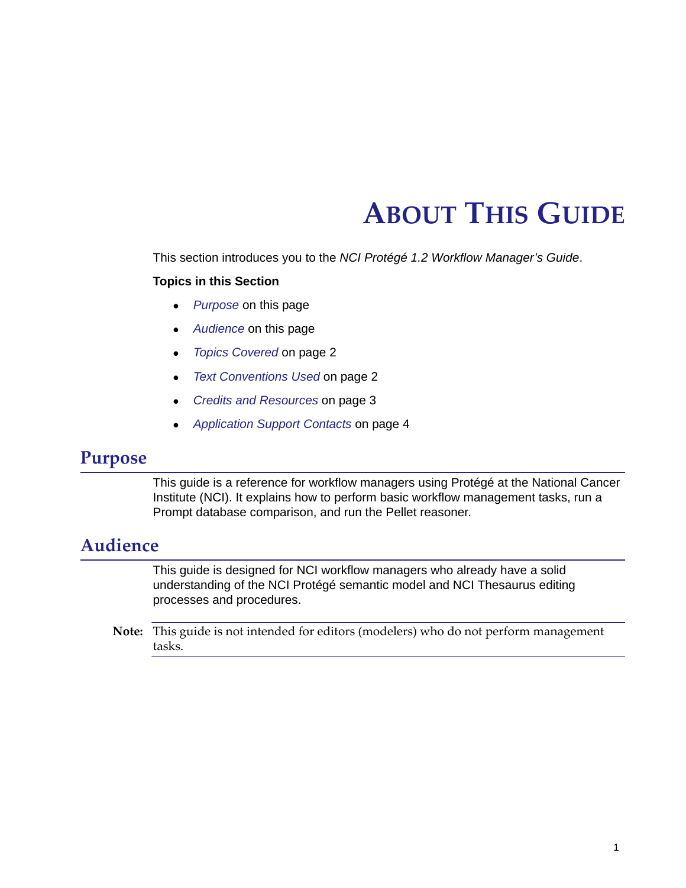# About This Guide

This section introduces you to the *NCI Protégé 1.2 Workflow Manager's Guide*.

**Topics in this Section**

- *Purpose* on this page
- *Audience* on this page
- *Topics Covered* on page 2
- *Text Conventions Used* on page 2
- *Credits and Resources* on page 3
- *Application Support Contacts* on page 4

## Purpose

This guide is a reference for workflow managers using Protégé at the National Cancer Institute (NCI). It explains how to perform basic workflow management tasks, run a Prompt database comparison, and run the Pellet reasoner.

## Audience

This guide is designed for NCI workflow managers who already have a solid understanding of the NCI Protégé semantic model and NCI Thesaurus editing processes and procedures.

**Note:** This guide is not intended for editors (modelers) who do not perform management tasks.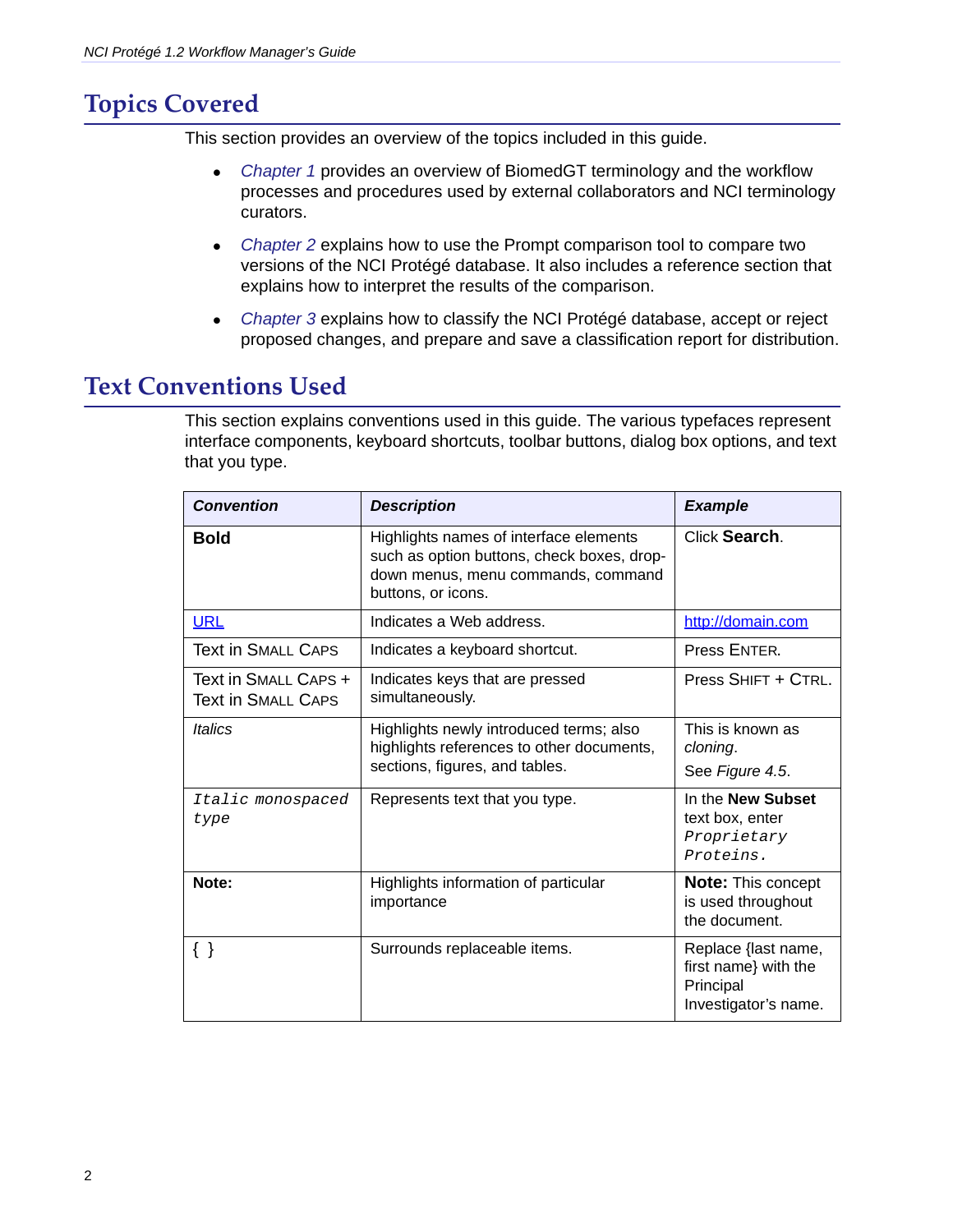# Topics Covered

This section provides an overview of the topics included in this guide.

- *Chapter 1* provides an overview of BiomedGT terminology and the workflow processes and procedures used by external collaborators and NCI terminology curators.
- *Chapter 2* explains how to use the Prompt comparison tool to compare two versions of the NCI Protégé database. It also includes a reference section that explains how to interpret the results of the comparison.
- *Chapter 3* explains how to classify the NCI Protégé database, accept or reject proposed changes, and prepare and save a classification report for distribution.

# Text Conventions Used

This section explains conventions used in this guide. The various typefaces represent interface components, keyboard shortcuts, toolbar buttons, dialog box options, and text that you type.

| ***Convention*** | ***Description*** | ***Example*** |
|---|---|---|
| **Bold** | Highlights names of interface elements such as option buttons, check boxes, drop-down menus, menu commands, command buttons, or icons. | Click **Search**. |
| URL | Indicates a Web address. | http://domain.com |
| Text in SMALL CAPS | Indicates a keyboard shortcut. | Press ENTER. |
| Text in SMALL CAPS + Text in SMALL CAPS | Indicates keys that are pressed simultaneously. | Press SHIFT + CTRL. |
| *Italics* | Highlights newly introduced terms; also highlights references to other documents, sections, figures, and tables. | This is known as *cloning*. See *Figure 4.5*. |
| *`Italic monospaced type`* | Represents text that you type. | In the **New Subset** text box, enter *`Proprietary Proteins.`* |
| **Note:** | Highlights information of particular importance | **Note:** This concept is used throughout the document. |
| { } | Surrounds replaceable items. | Replace {last name, first name} with the Principal Investigator's name. |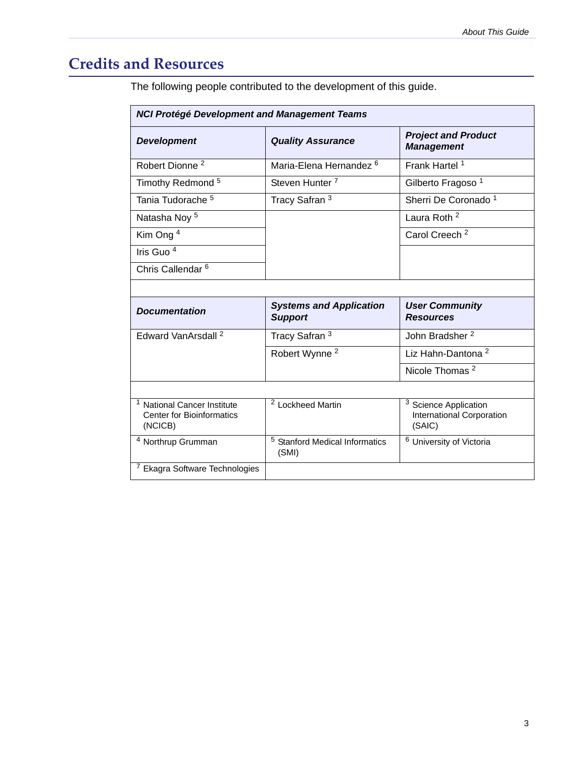## Credits and Resources

The following people contributed to the development of this guide.

| ***NCI Protégé Development and Management Teams*** | | |
|---|---|---|
| ***Development*** | ***Quality Assurance*** | ***Project and Product Management*** |
| Robert Dionne [2] | Maria-Elena Hernandez [6] | Frank Hartel [1] |
| Timothy Redmond [5] | Steven Hunter [7] | Gilberto Fragoso [1] |
| Tania Tudorache [5] | Tracy Safran [3] | Sherri De Coronado [1] |
| Natasha Noy [5] | | Laura Roth [2] |
| Kim Ong [4] | | Carol Creech [2] |
| Iris Guo [4] | | |
| Chris Callendar [6] | | |
| | | |
| ***Documentation*** | ***Systems and Application Support*** | ***User Community Resources*** |
| Edward VanArsdall [2] | Tracy Safran [3] | John Bradsher [2] |
| | Robert Wynne [2] | Liz Hahn-Dantona [2] |
| | | Nicole Thomas [2] |
| | | |
| [1] National Cancer Institute Center for Bioinformatics (NCICB) | [2] Lockheed Martin | [3] Science Application International Corporation (SAIC) |
| [4] Northrup Grumman | [5] Stanford Medical Informatics (SMI) | [6] University of Victoria |
| [7] Ekagra Software Technologies | | |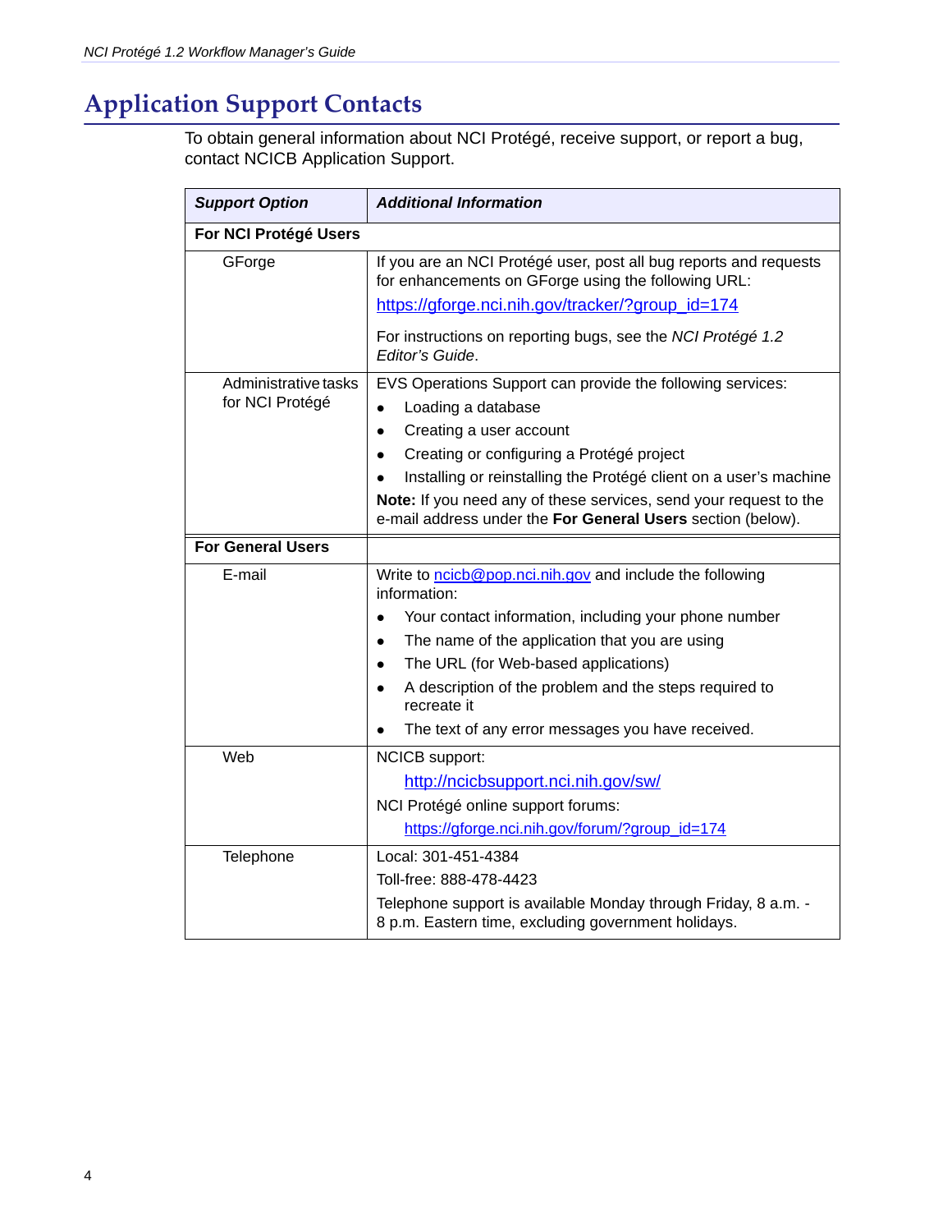# Application Support Contacts

To obtain general information about NCI Protégé, receive support, or report a bug, contact NCICB Application Support.

| ***Support Option*** | ***Additional Information*** |
|---|---|
| **For NCI Protégé Users** | |
| GForge | If you are an NCI Protégé user, post all bug reports and requests for enhancements on GForge using the following URL:<br>https://gforge.nci.nih.gov/tracker/?group_id=174<br>For instructions on reporting bugs, see the *NCI Protégé 1.2 Editor's Guide*. |
| Administrative tasks for NCI Protégé | EVS Operations Support can provide the following services:<br>• Loading a database<br>• Creating a user account<br>• Creating or configuring a Protégé project<br>• Installing or reinstalling the Protégé client on a user's machine<br>**Note:** If you need any of these services, send your request to the e-mail address under the **For General Users** section (below). |
| **For General Users** | |
| E-mail | Write to ncicb@pop.nci.nih.gov and include the following information:<br>• Your contact information, including your phone number<br>• The name of the application that you are using<br>• The URL (for Web-based applications)<br>• A description of the problem and the steps required to recreate it<br>• The text of any error messages you have received. |
| Web | NCICB support:<br>http://ncicbsupport.nci.nih.gov/sw/<br>NCI Protégé online support forums:<br>https://gforge.nci.nih.gov/forum/?group_id=174 |
| Telephone | Local: 301-451-4384<br>Toll-free: 888-478-4423<br>Telephone support is available Monday through Friday, 8 a.m. - 8 p.m. Eastern time, excluding government holidays. |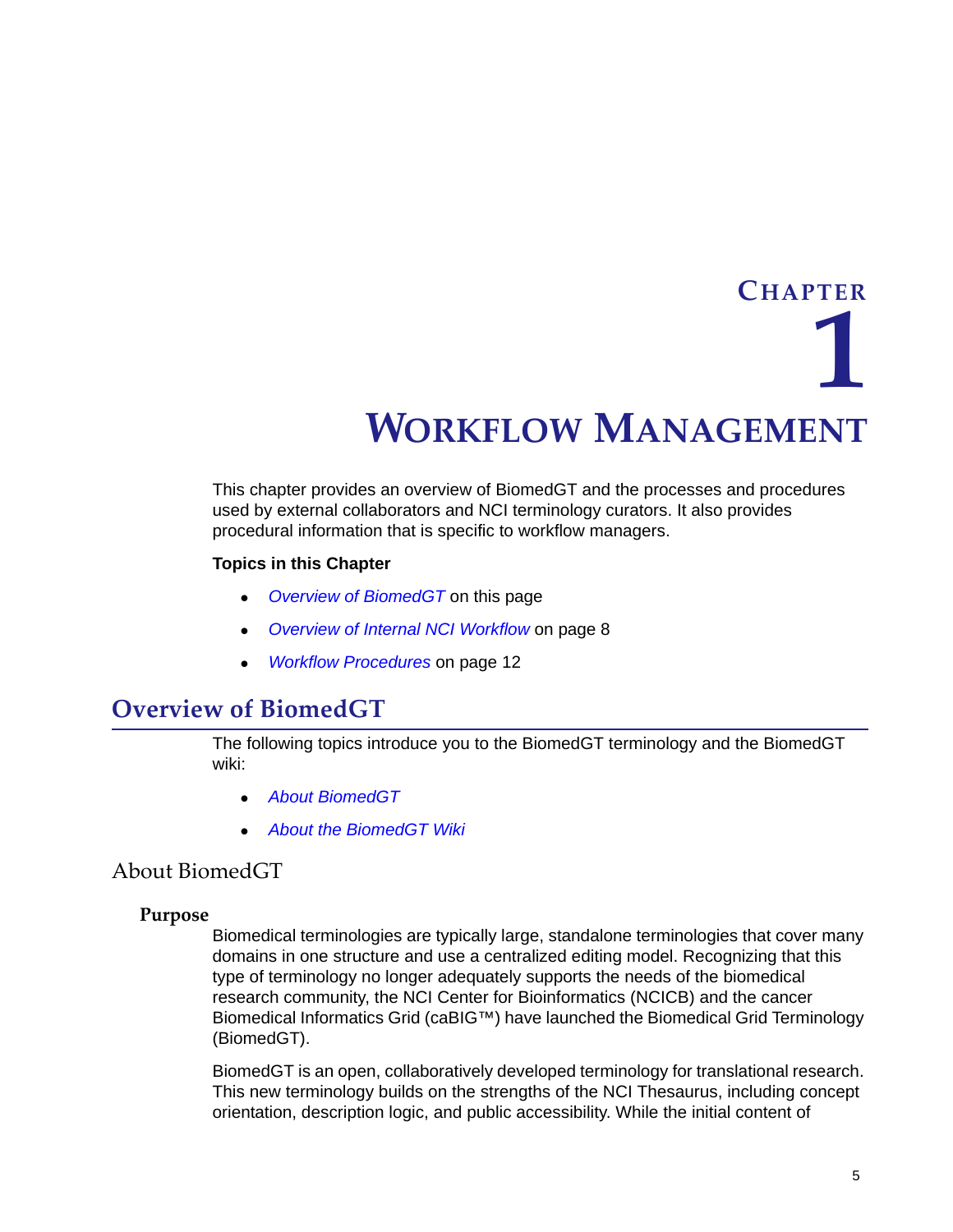# Chapter 1
# Workflow Management

This chapter provides an overview of BiomedGT and the processes and procedures used by external collaborators and NCI terminology curators. It also provides procedural information that is specific to workflow managers.

**Topics in this Chapter**

- *Overview of BiomedGT* on this page
- *Overview of Internal NCI Workflow* on page 8
- *Workflow Procedures* on page 12

## Overview of BiomedGT

The following topics introduce you to the BiomedGT terminology and the BiomedGT wiki:

- *About BiomedGT*
- *About the BiomedGT Wiki*

### About BiomedGT

#### Purpose

Biomedical terminologies are typically large, standalone terminologies that cover many domains in one structure and use a centralized editing model. Recognizing that this type of terminology no longer adequately supports the needs of the biomedical research community, the NCI Center for Bioinformatics (NCICB) and the cancer Biomedical Informatics Grid (caBIG™) have launched the Biomedical Grid Terminology (BiomedGT).

BiomedGT is an open, collaboratively developed terminology for translational research. This new terminology builds on the strengths of the NCI Thesaurus, including concept orientation, description logic, and public accessibility. While the initial content of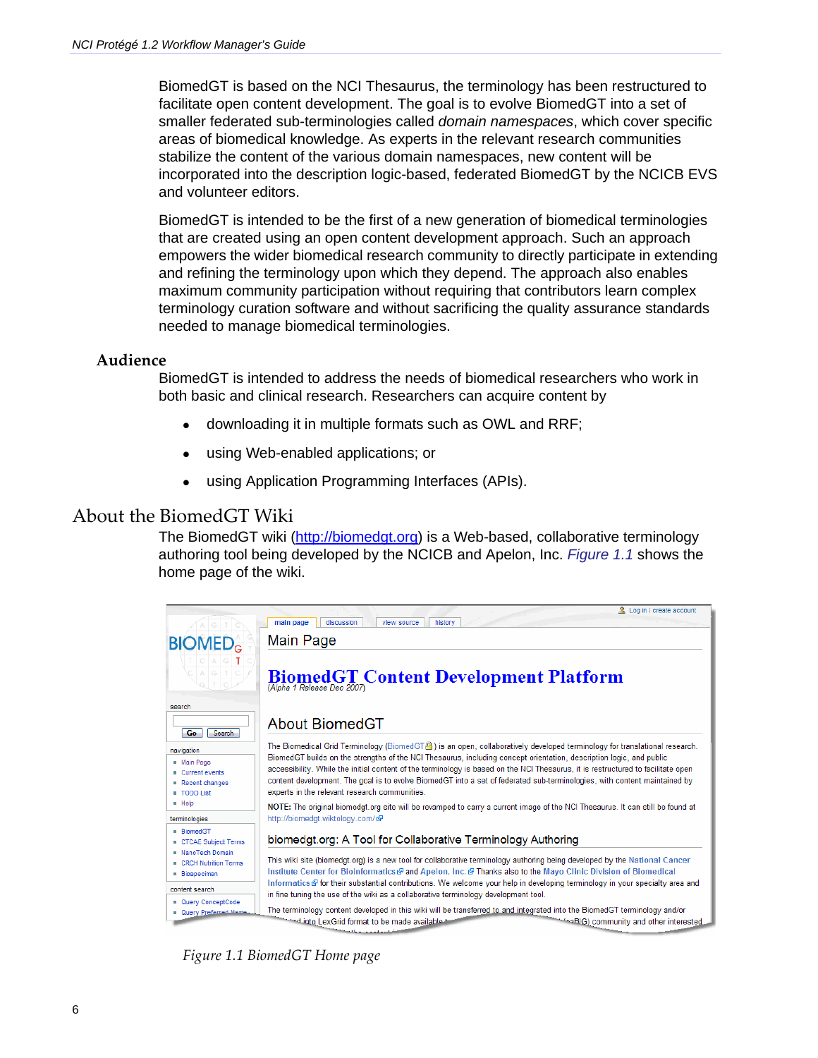BiomedGT is based on the NCI Thesaurus, the terminology has been restructured to facilitate open content development. The goal is to evolve BiomedGT into a set of smaller federated sub-terminologies called *domain namespaces*, which cover specific areas of biomedical knowledge. As experts in the relevant research communities stabilize the content of the various domain namespaces, new content will be incorporated into the description logic-based, federated BiomedGT by the NCICB EVS and volunteer editors.

BiomedGT is intended to be the first of a new generation of biomedical terminologies that are created using an open content development approach. Such an approach empowers the wider biomedical research community to directly participate in extending and refining the terminology upon which they depend. The approach also enables maximum community participation without requiring that contributors learn complex terminology curation software and without sacrificing the quality assurance standards needed to manage biomedical terminologies.

### Audience

BiomedGT is intended to address the needs of biomedical researchers who work in both basic and clinical research. Researchers can acquire content by

- downloading it in multiple formats such as OWL and RRF;
- using Web-enabled applications; or
- using Application Programming Interfaces (APIs).

## About the BiomedGT Wiki

The BiomedGT wiki (http://biomedgt.org) is a Web-based, collaborative terminology authoring tool being developed by the NCICB and Apelon, Inc. *Figure 1.1* shows the home page of the wiki.

*Figure 1.1 BiomedGT Home page*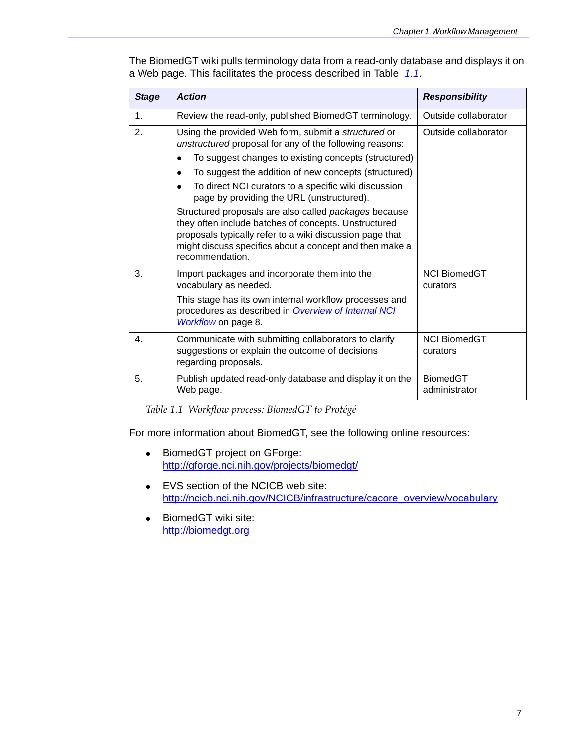The BiomedGT wiki pulls terminology data from a read-only database and displays it on a Web page. This facilitates the process described in Table 1.1.

| ***Stage*** | ***Action*** | ***Responsibility*** |
|---|---|---|
| 1. | Review the read-only, published BiomedGT terminology. | Outside collaborator |
| 2. | Using the provided Web form, submit a *structured* or *unstructured* proposal for any of the following reasons:<br>• To suggest changes to existing concepts (structured)<br>• To suggest the addition of new concepts (structured)<br>• To direct NCI curators to a specific wiki discussion page by providing the URL (unstructured).<br>Structured proposals are also called *packages* because they often include batches of concepts. Unstructured proposals typically refer to a wiki discussion page that might discuss specifics about a concept and then make a recommendation. | Outside collaborator |
| 3. | Import packages and incorporate them into the vocabulary as needed.<br>This stage has its own internal workflow processes and procedures as described in *Overview of Internal NCI Workflow* on page 8. | NCI BiomedGT curators |
| 4. | Communicate with submitting collaborators to clarify suggestions or explain the outcome of decisions regarding proposals. | NCI BiomedGT curators |
| 5. | Publish updated read-only database and display it on the Web page. | BiomedGT administrator |

*Table 1.1 Workflow process: BiomedGT to Protégé*

For more information about BiomedGT, see the following online resources:

- BiomedGT project on GForge:
  http://gforge.nci.nih.gov/projects/biomedgt/
- EVS section of the NCICB web site:
  http://ncicb.nci.nih.gov/NCICB/infrastructure/cacore_overview/vocabulary
- BiomedGT wiki site:
  http://biomedgt.org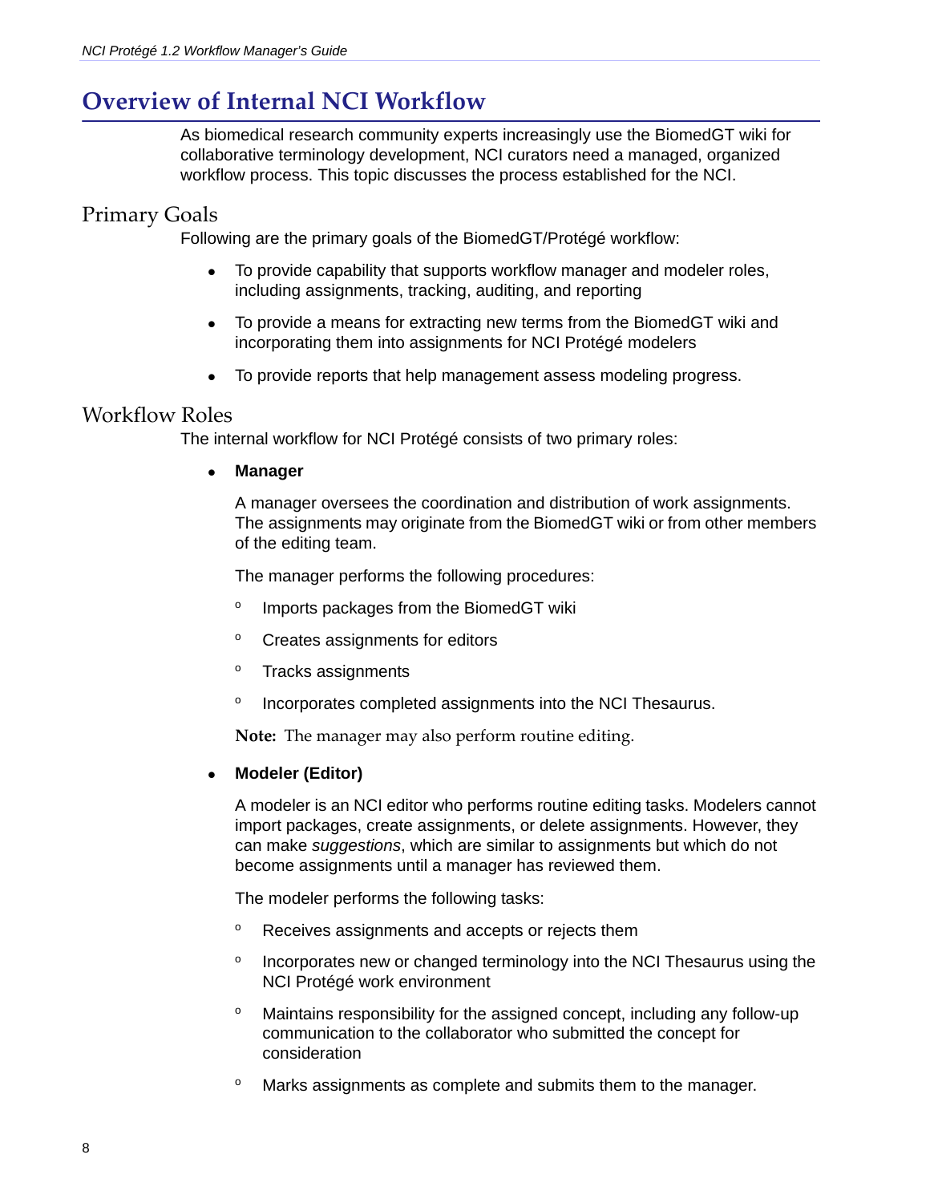# Overview of Internal NCI Workflow

As biomedical research community experts increasingly use the BiomedGT wiki for collaborative terminology development, NCI curators need a managed, organized workflow process. This topic discusses the process established for the NCI.

## Primary Goals

Following are the primary goals of the BiomedGT/Protégé workflow:

- To provide capability that supports workflow manager and modeler roles, including assignments, tracking, auditing, and reporting
- To provide a means for extracting new terms from the BiomedGT wiki and incorporating them into assignments for NCI Protégé modelers
- To provide reports that help management assess modeling progress.

## Workflow Roles

The internal workflow for NCI Protégé consists of two primary roles:

- **Manager**

  A manager oversees the coordination and distribution of work assignments. The assignments may originate from the BiomedGT wiki or from other members of the editing team.

  The manager performs the following procedures:

  - Imports packages from the BiomedGT wiki
  - Creates assignments for editors
  - Tracks assignments
  - Incorporates completed assignments into the NCI Thesaurus.

  **Note:** The manager may also perform routine editing.

- **Modeler (Editor)**

  A modeler is an NCI editor who performs routine editing tasks. Modelers cannot import packages, create assignments, or delete assignments. However, they can make *suggestions*, which are similar to assignments but which do not become assignments until a manager has reviewed them.

  The modeler performs the following tasks:

  - Receives assignments and accepts or rejects them
  - Incorporates new or changed terminology into the NCI Thesaurus using the NCI Protégé work environment
  - Maintains responsibility for the assigned concept, including any follow-up communication to the collaborator who submitted the concept for consideration
  - Marks assignments as complete and submits them to the manager.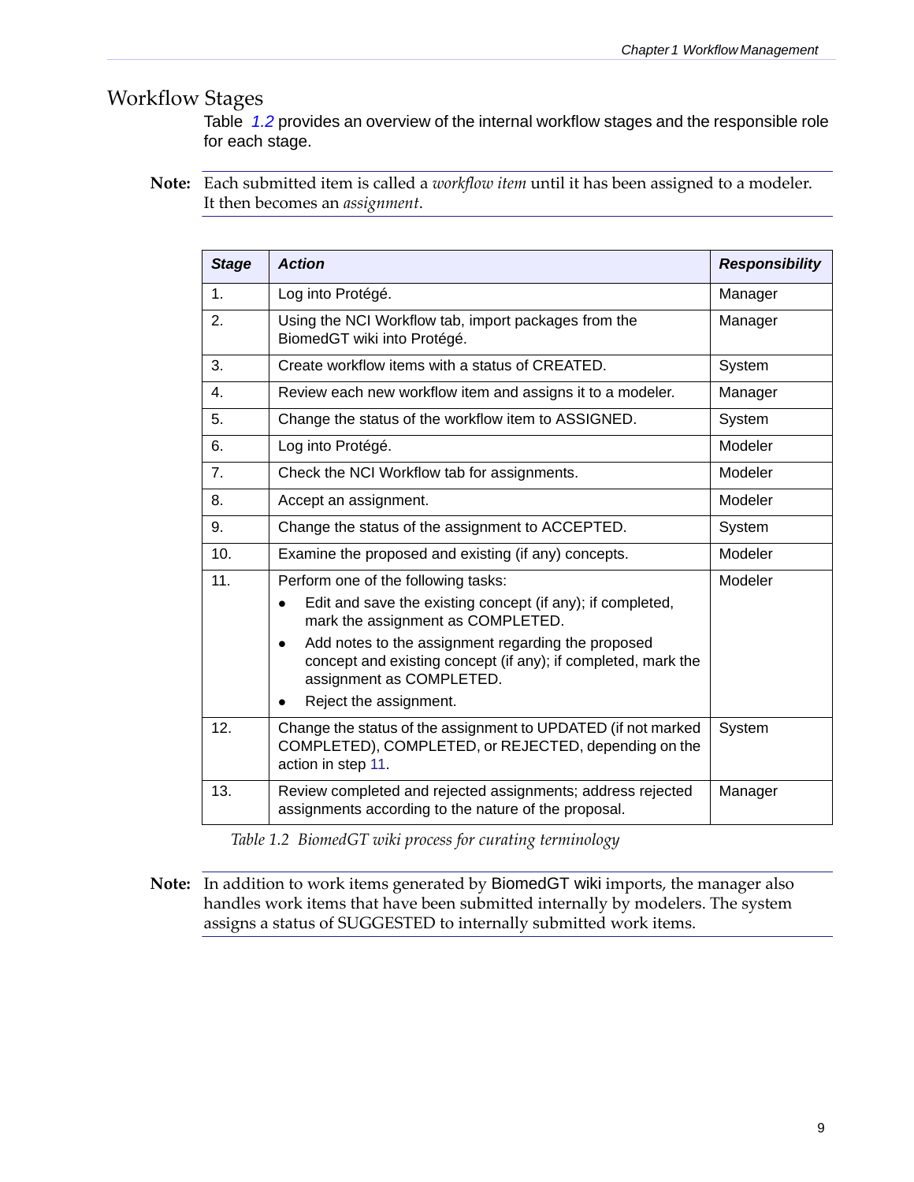## Workflow Stages

Table *1.2* provides an overview of the internal workflow stages and the responsible role for each stage.

**Note:** Each submitted item is called a *workflow item* until it has been assigned to a modeler. It then becomes an *assignment*.

| ***Stage*** | ***Action*** | ***Responsibility*** |
|---|---|---|
| 1. | Log into Protégé. | Manager |
| 2. | Using the NCI Workflow tab, import packages from the BiomedGT wiki into Protégé. | Manager |
| 3. | Create workflow items with a status of CREATED. | System |
| 4. | Review each new workflow item and assigns it to a modeler. | Manager |
| 5. | Change the status of the workflow item to ASSIGNED. | System |
| 6. | Log into Protégé. | Modeler |
| 7. | Check the NCI Workflow tab for assignments. | Modeler |
| 8. | Accept an assignment. | Modeler |
| 9. | Change the status of the assignment to ACCEPTED. | System |
| 10. | Examine the proposed and existing (if any) concepts. | Modeler |
| 11. | Perform one of the following tasks:<br>• Edit and save the existing concept (if any); if completed, mark the assignment as COMPLETED.<br>• Add notes to the assignment regarding the proposed concept and existing concept (if any); if completed, mark the assignment as COMPLETED.<br>• Reject the assignment. | Modeler |
| 12. | Change the status of the assignment to UPDATED (if not marked COMPLETED), COMPLETED, or REJECTED, depending on the action in step 11. | System |
| 13. | Review completed and rejected assignments; address rejected assignments according to the nature of the proposal. | Manager |

*Table 1.2 BiomedGT wiki process for curating terminology*

**Note:** In addition to work items generated by BiomedGT wiki imports, the manager also handles work items that have been submitted internally by modelers. The system assigns a status of SUGGESTED to internally submitted work items.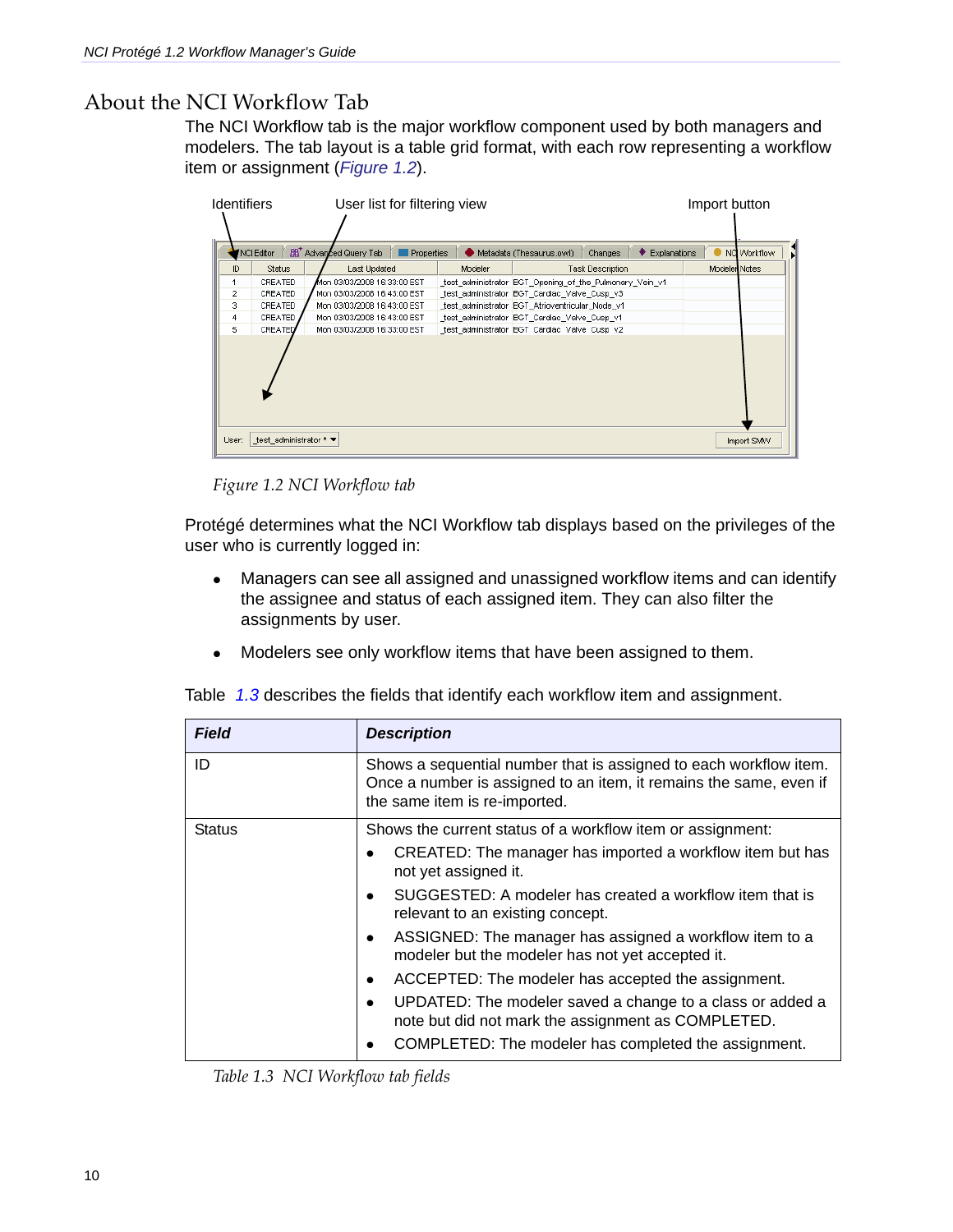## About the NCI Workflow Tab

The NCI Workflow tab is the major workflow component used by both managers and modelers. The tab layout is a table grid format, with each row representing a workflow item or assignment (*Figure 1.2*).

*Figure 1.2 NCI Workflow tab*

Protégé determines what the NCI Workflow tab displays based on the privileges of the user who is currently logged in:

- Managers can see all assigned and unassigned workflow items and can identify the assignee and status of each assigned item. They can also filter the assignments by user.
- Modelers see only workflow items that have been assigned to them.

Table *1.3* describes the fields that identify each workflow item and assignment.

| Field | Description |
|---|---|
| ID | Shows a sequential number that is assigned to each workflow item. Once a number is assigned to an item, it remains the same, even if the same item is re-imported. |
| Status | Shows the current status of a workflow item or assignment:<br>• CREATED: The manager has imported a workflow item but has not yet assigned it.<br>• SUGGESTED: A modeler has created a workflow item that is relevant to an existing concept.<br>• ASSIGNED: The manager has assigned a workflow item to a modeler but the modeler has not yet accepted it.<br>• ACCEPTED: The modeler has accepted the assignment.<br>• UPDATED: The modeler saved a change to a class or added a note but did not mark the assignment as COMPLETED.<br>• COMPLETED: The modeler has completed the assignment. |

*Table 1.3 NCI Workflow tab fields*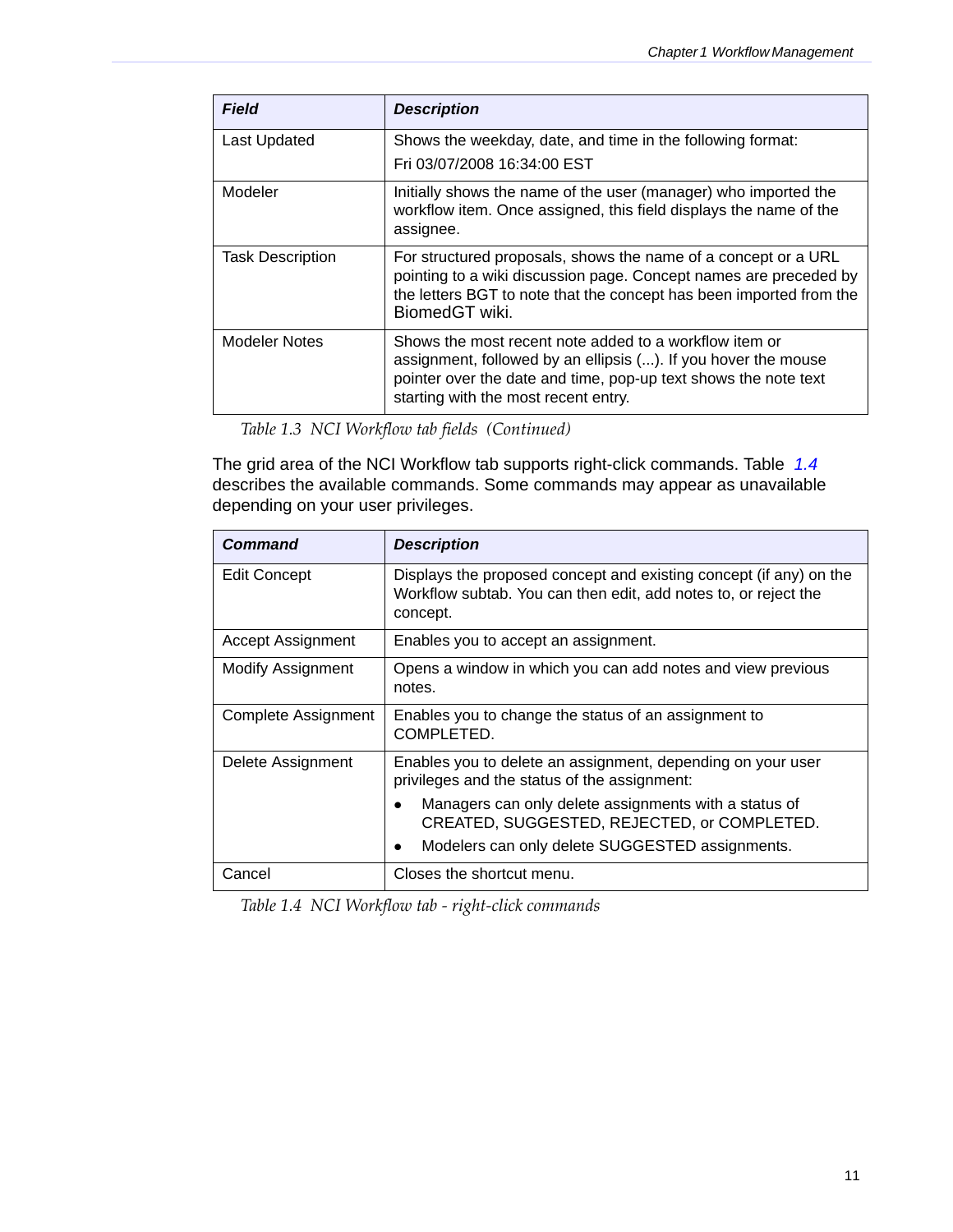| ***Field*** | ***Description*** |
|---|---|
| Last Updated | Shows the weekday, date, and time in the following format: Fri 03/07/2008 16:34:00 EST |
| Modeler | Initially shows the name of the user (manager) who imported the workflow item. Once assigned, this field displays the name of the assignee. |
| Task Description | For structured proposals, shows the name of a concept or a URL pointing to a wiki discussion page. Concept names are preceded by the letters BGT to note that the concept has been imported from the BiomedGT wiki. |
| Modeler Notes | Shows the most recent note added to a workflow item or assignment, followed by an ellipsis (...). If you hover the mouse pointer over the date and time, pop-up text shows the note text starting with the most recent entry. |

*Table 1.3 NCI Workflow tab fields (Continued)*

The grid area of the NCI Workflow tab supports right-click commands. Table 1.4 describes the available commands. Some commands may appear as unavailable depending on your user privileges.

| ***Command*** | ***Description*** |
|---|---|
| Edit Concept | Displays the proposed concept and existing concept (if any) on the Workflow subtab. You can then edit, add notes to, or reject the concept. |
| Accept Assignment | Enables you to accept an assignment. |
| Modify Assignment | Opens a window in which you can add notes and view previous notes. |
| Complete Assignment | Enables you to change the status of an assignment to COMPLETED. |
| Delete Assignment | Enables you to delete an assignment, depending on your user privileges and the status of the assignment: <br>• Managers can only delete assignments with a status of CREATED, SUGGESTED, REJECTED, or COMPLETED. <br>• Modelers can only delete SUGGESTED assignments. |
| Cancel | Closes the shortcut menu. |

*Table 1.4 NCI Workflow tab - right-click commands*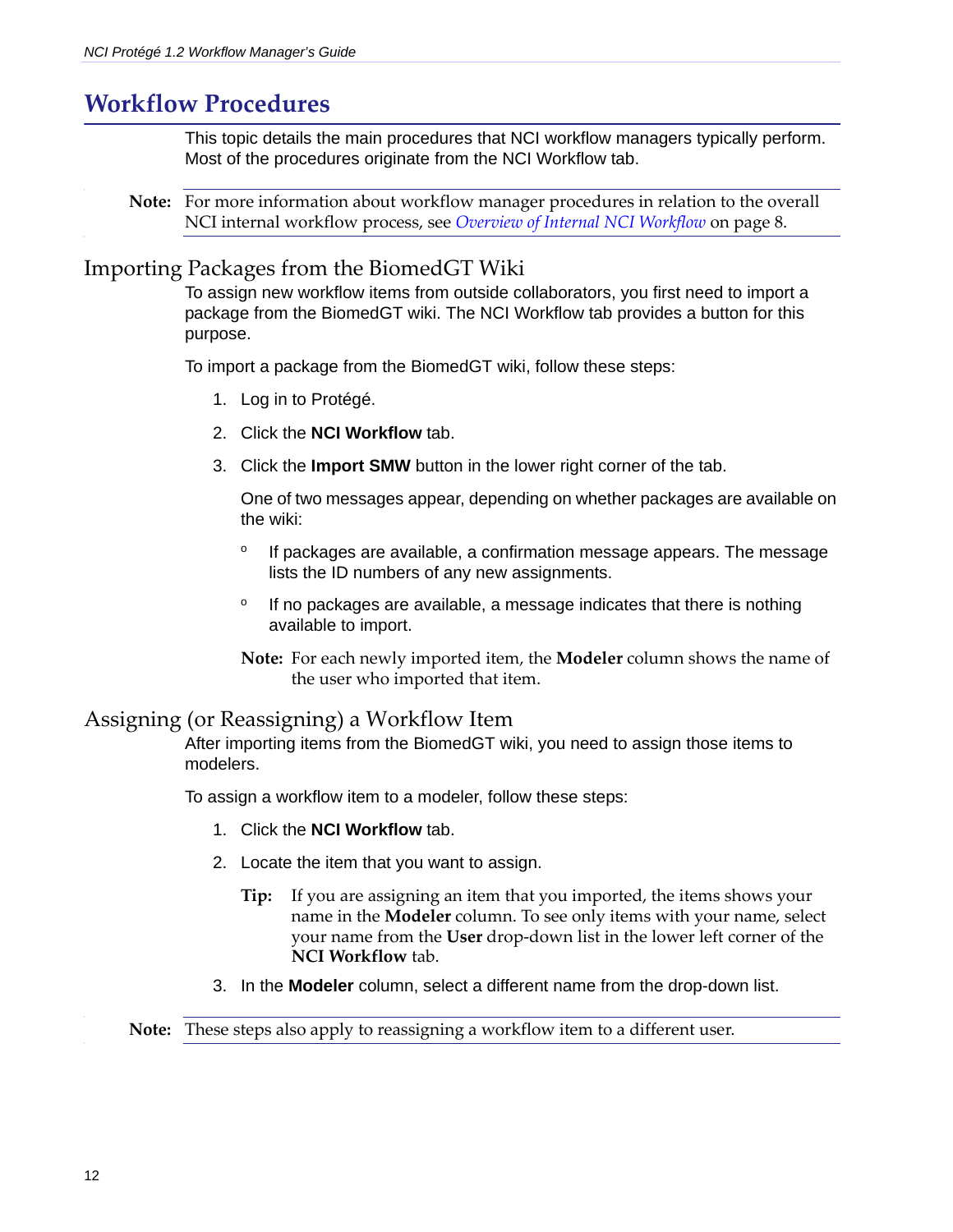# Workflow Procedures

This topic details the main procedures that NCI workflow managers typically perform. Most of the procedures originate from the NCI Workflow tab.

**Note:** For more information about workflow manager procedures in relation to the overall NCI internal workflow process, see *Overview of Internal NCI Workflow* on page 8.

## Importing Packages from the BiomedGT Wiki

To assign new workflow items from outside collaborators, you first need to import a package from the BiomedGT wiki. The NCI Workflow tab provides a button for this purpose.

To import a package from the BiomedGT wiki, follow these steps:

1. Log in to Protégé.
2. Click the **NCI Workflow** tab.
3. Click the **Import SMW** button in the lower right corner of the tab.

   One of two messages appear, depending on whether packages are available on the wiki:

   - If packages are available, a confirmation message appears. The message lists the ID numbers of any new assignments.
   - If no packages are available, a message indicates that there is nothing available to import.

   **Note:** For each newly imported item, the **Modeler** column shows the name of the user who imported that item.

## Assigning (or Reassigning) a Workflow Item

After importing items from the BiomedGT wiki, you need to assign those items to modelers.

To assign a workflow item to a modeler, follow these steps:

1. Click the **NCI Workflow** tab.
2. Locate the item that you want to assign.

   **Tip:** If you are assigning an item that you imported, the items shows your name in the **Modeler** column. To see only items with your name, select your name from the **User** drop-down list in the lower left corner of the **NCI Workflow** tab.

3. In the **Modeler** column, select a different name from the drop-down list.

**Note:** These steps also apply to reassigning a workflow item to a different user.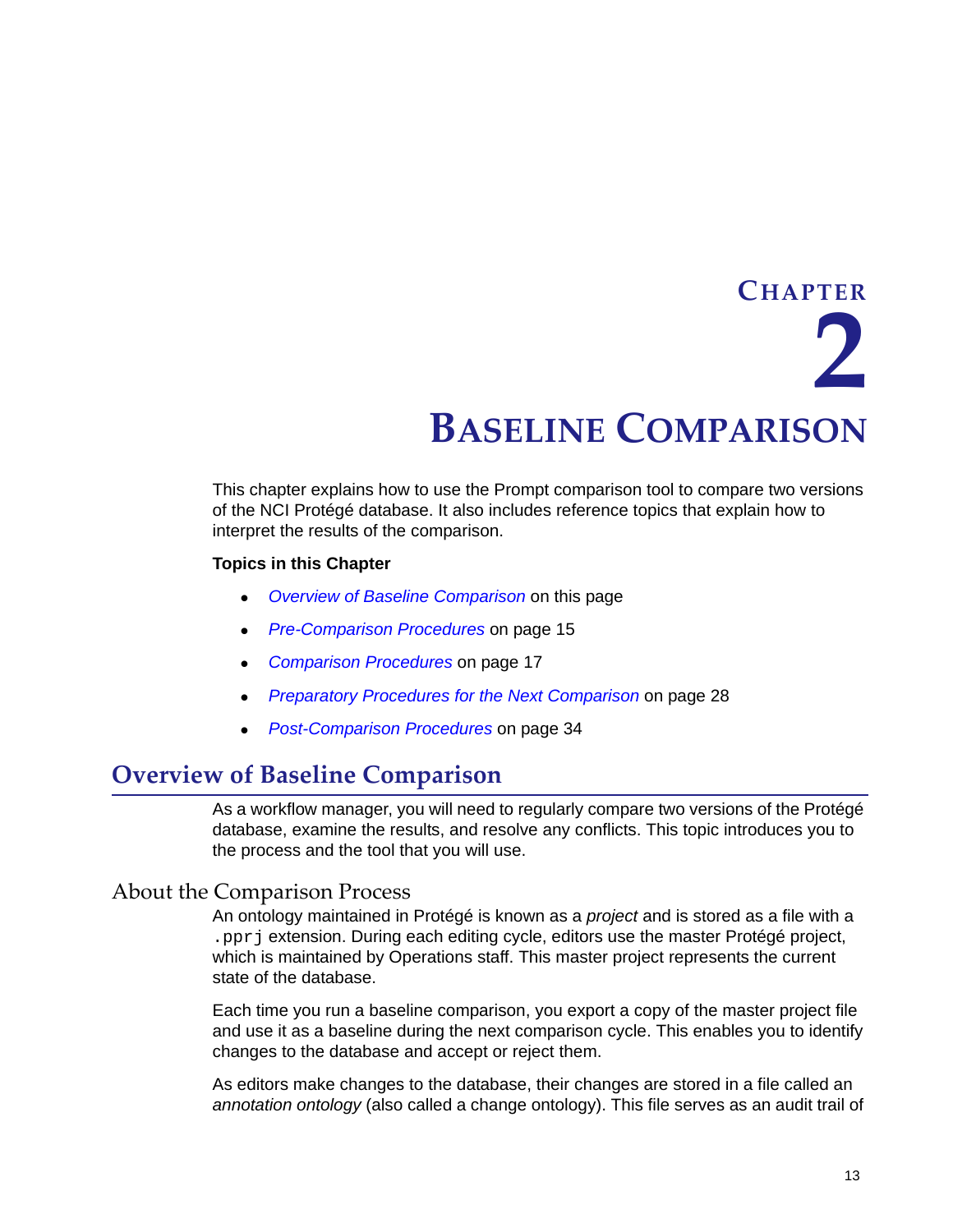# Chapter 2

# Baseline Comparison

This chapter explains how to use the Prompt comparison tool to compare two versions of the NCI Protégé database. It also includes reference topics that explain how to interpret the results of the comparison.

**Topics in this Chapter**

- *Overview of Baseline Comparison* on this page
- *Pre-Comparison Procedures* on page 15
- *Comparison Procedures* on page 17
- *Preparatory Procedures for the Next Comparison* on page 28
- *Post-Comparison Procedures* on page 34

## Overview of Baseline Comparison

As a workflow manager, you will need to regularly compare two versions of the Protégé database, examine the results, and resolve any conflicts. This topic introduces you to the process and the tool that you will use.

### About the Comparison Process

An ontology maintained in Protégé is known as a *project* and is stored as a file with a `.pprj` extension. During each editing cycle, editors use the master Protégé project, which is maintained by Operations staff. This master project represents the current state of the database.

Each time you run a baseline comparison, you export a copy of the master project file and use it as a baseline during the next comparison cycle. This enables you to identify changes to the database and accept or reject them.

As editors make changes to the database, their changes are stored in a file called an *annotation ontology* (also called a change ontology). This file serves as an audit trail of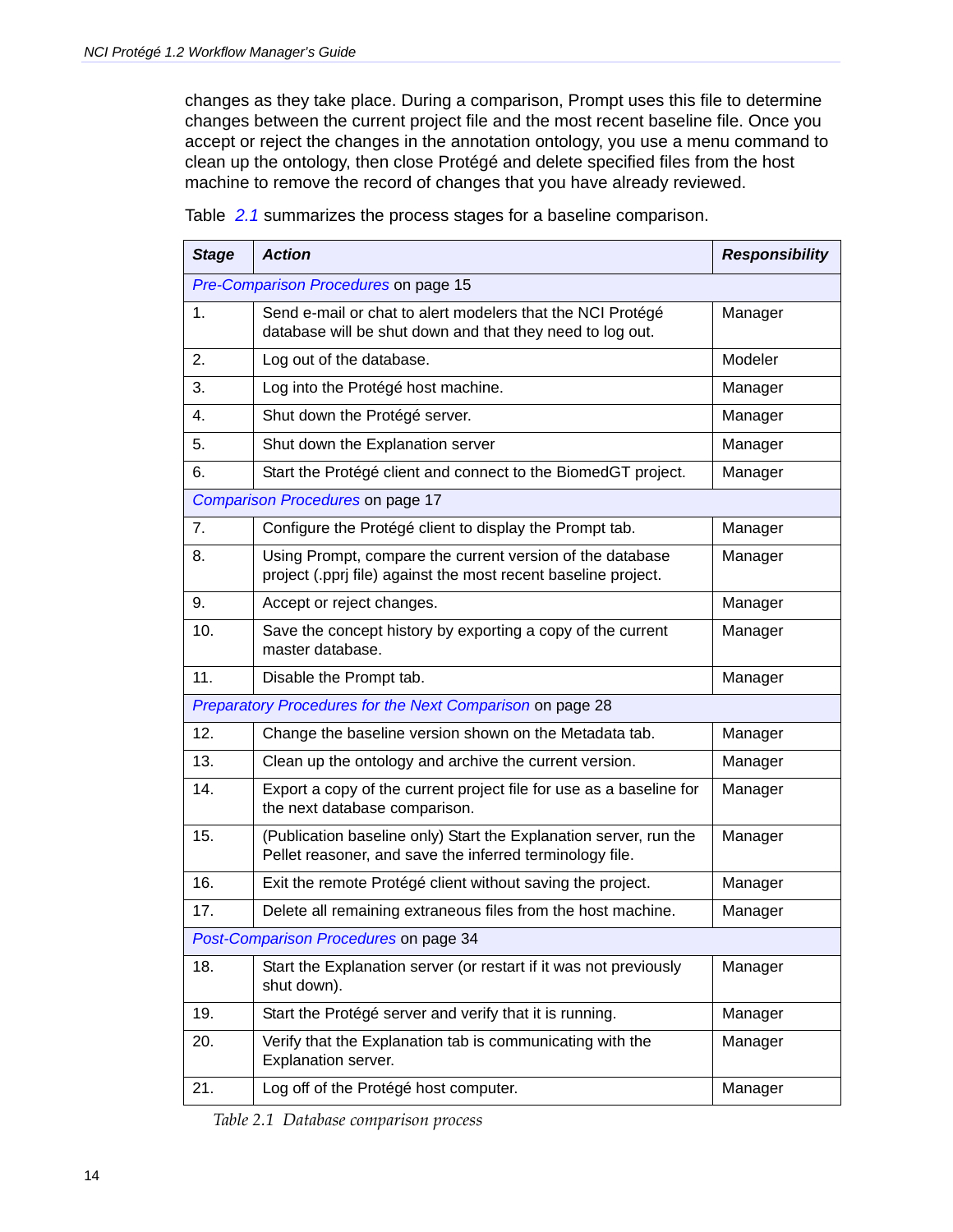changes as they take place. During a comparison, Prompt uses this file to determine changes between the current project file and the most recent baseline file. Once you accept or reject the changes in the annotation ontology, you use a menu command to clean up the ontology, then close Protégé and delete specified files from the host machine to remove the record of changes that you have already reviewed.

Table 2.1 summarizes the process stages for a baseline comparison.

| ***Stage*** | ***Action*** | ***Responsibility*** |
|---|---|---|
| *Pre-Comparison Procedures* on page 15 | | |
| 1. | Send e-mail or chat to alert modelers that the NCI Protégé database will be shut down and that they need to log out. | Manager |
| 2. | Log out of the database. | Modeler |
| 3. | Log into the Protégé host machine. | Manager |
| 4. | Shut down the Protégé server. | Manager |
| 5. | Shut down the Explanation server | Manager |
| 6. | Start the Protégé client and connect to the BiomedGT project. | Manager |
| *Comparison Procedures* on page 17 | | |
| 7. | Configure the Protégé client to display the Prompt tab. | Manager |
| 8. | Using Prompt, compare the current version of the database project (.pprj file) against the most recent baseline project. | Manager |
| 9. | Accept or reject changes. | Manager |
| 10. | Save the concept history by exporting a copy of the current master database. | Manager |
| 11. | Disable the Prompt tab. | Manager |
| *Preparatory Procedures for the Next Comparison* on page 28 | | |
| 12. | Change the baseline version shown on the Metadata tab. | Manager |
| 13. | Clean up the ontology and archive the current version. | Manager |
| 14. | Export a copy of the current project file for use as a baseline for the next database comparison. | Manager |
| 15. | (Publication baseline only) Start the Explanation server, run the Pellet reasoner, and save the inferred terminology file. | Manager |
| 16. | Exit the remote Protégé client without saving the project. | Manager |
| 17. | Delete all remaining extraneous files from the host machine. | Manager |
| *Post-Comparison Procedures* on page 34 | | |
| 18. | Start the Explanation server (or restart if it was not previously shut down). | Manager |
| 19. | Start the Protégé server and verify that it is running. | Manager |
| 20. | Verify that the Explanation tab is communicating with the Explanation server. | Manager |
| 21. | Log off of the Protégé host computer. | Manager |

*Table 2.1 Database comparison process*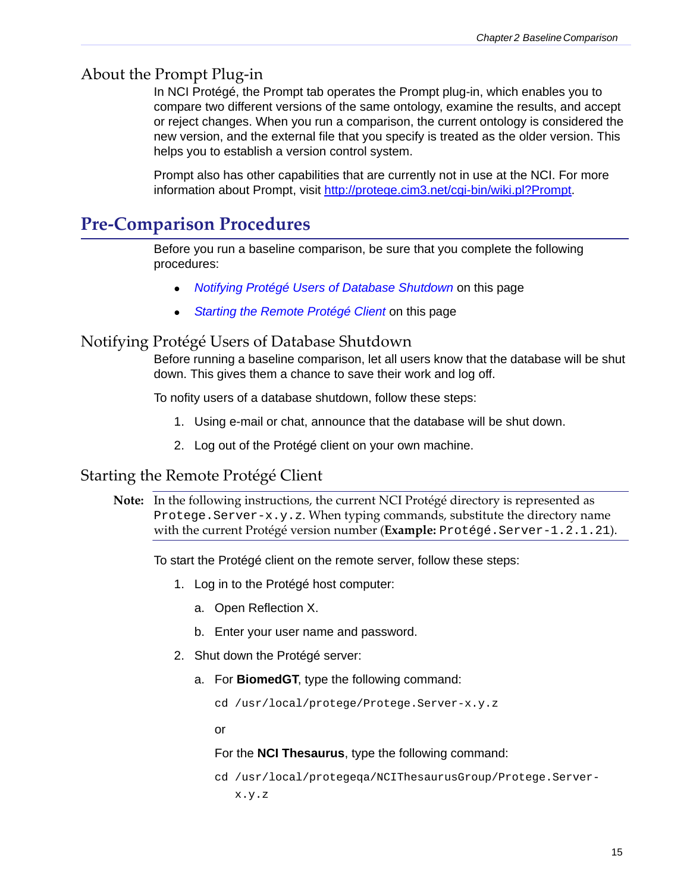### About the Prompt Plug-in

In NCI Protégé, the Prompt tab operates the Prompt plug-in, which enables you to compare two different versions of the same ontology, examine the results, and accept or reject changes. When you run a comparison, the current ontology is considered the new version, and the external file that you specify is treated as the older version. This helps you to establish a version control system.

Prompt also has other capabilities that are currently not in use at the NCI. For more information about Prompt, visit [http://protege.cim3.net/cgi-bin/wiki.pl?Prompt](http://protege.cim3.net/cgi-bin/wiki.pl?Prompt).

## Pre-Comparison Procedures

Before you run a baseline comparison, be sure that you complete the following procedures:

- *Notifying Protégé Users of Database Shutdown* on this page
- *Starting the Remote Protégé Client* on this page

### Notifying Protégé Users of Database Shutdown

Before running a baseline comparison, let all users know that the database will be shut down. This gives them a chance to save their work and log off.

To nofity users of a database shutdown, follow these steps:

1. Using e-mail or chat, announce that the database will be shut down.
2. Log out of the Protégé client on your own machine.

### Starting the Remote Protégé Client

**Note:** In the following instructions, the current NCI Protégé directory is represented as `Protege.Server-x.y.z`. When typing commands, substitute the directory name with the current Protégé version number (**Example:** `Protégé.Server-1.2.1.21`).

To start the Protégé client on the remote server, follow these steps:

1. Log in to the Protégé host computer:
   a. Open Reflection X.
   b. Enter your user name and password.
2. Shut down the Protégé server:
   a. For **BiomedGT**, type the following command:

      ```
      cd /usr/local/protege/Protege.Server-x.y.z
      ```

      or

      For the **NCI Thesaurus**, type the following command:

      ```
      cd /usr/local/protegeqa/NCIThesaurusGroup/Protege.Server-x.y.z
      ```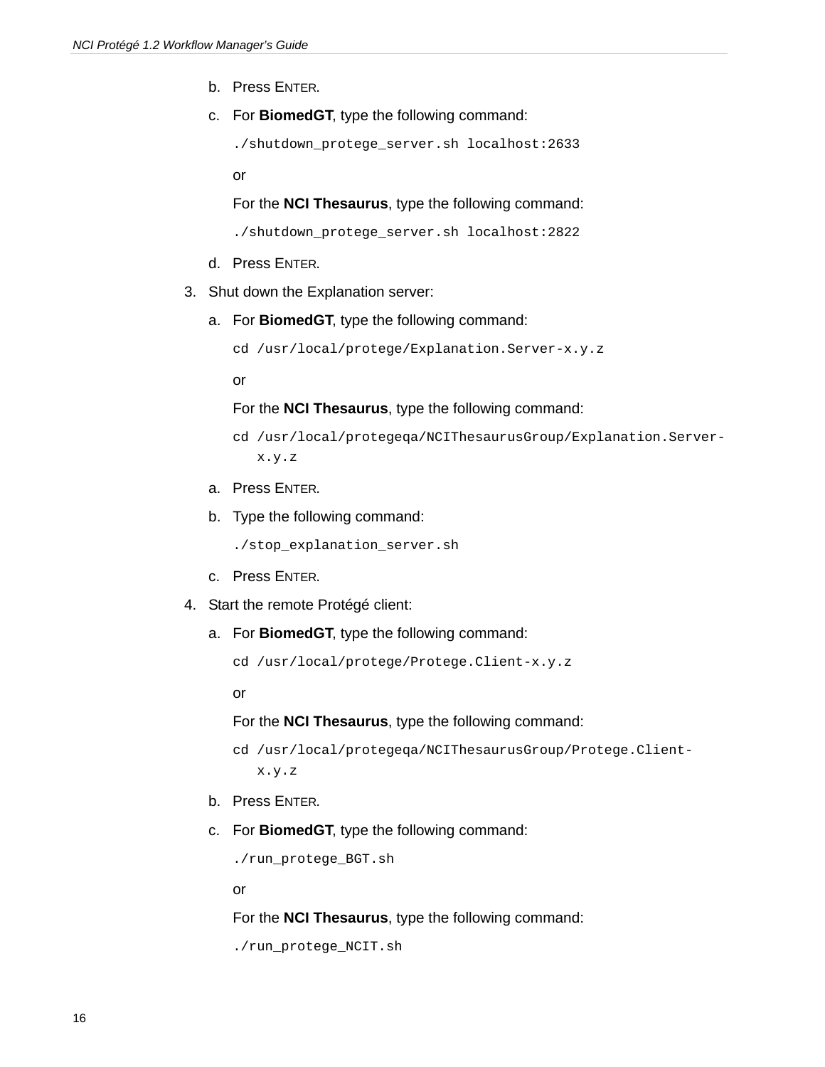b. Press ENTER.

c. For **BiomedGT**, type the following command:

```
./shutdown_protege_server.sh localhost:2633
```

or

For the **NCI Thesaurus**, type the following command:

```
./shutdown_protege_server.sh localhost:2822
```

d. Press ENTER.

3. Shut down the Explanation server:

   a. For **BiomedGT**, type the following command:

   ```
   cd /usr/local/protege/Explanation.Server-x.y.z
   ```

   or

   For the **NCI Thesaurus**, type the following command:

   ```
   cd /usr/local/protegeqa/NCIThesaurusGroup/Explanation.Server-x.y.z
   ```

   a. Press ENTER.

   b. Type the following command:

   ```
   ./stop_explanation_server.sh
   ```

   c. Press ENTER.

4. Start the remote Protégé client:

   a. For **BiomedGT**, type the following command:

   ```
   cd /usr/local/protege/Protege.Client-x.y.z
   ```

   or

   For the **NCI Thesaurus**, type the following command:

   ```
   cd /usr/local/protegeqa/NCIThesaurusGroup/Protege.Client-x.y.z
   ```

   b. Press ENTER.

   c. For **BiomedGT**, type the following command:

   ```
   ./run_protege_BGT.sh
   ```

   or

   For the **NCI Thesaurus**, type the following command:

   ```
   ./run_protege_NCIT.sh
   ```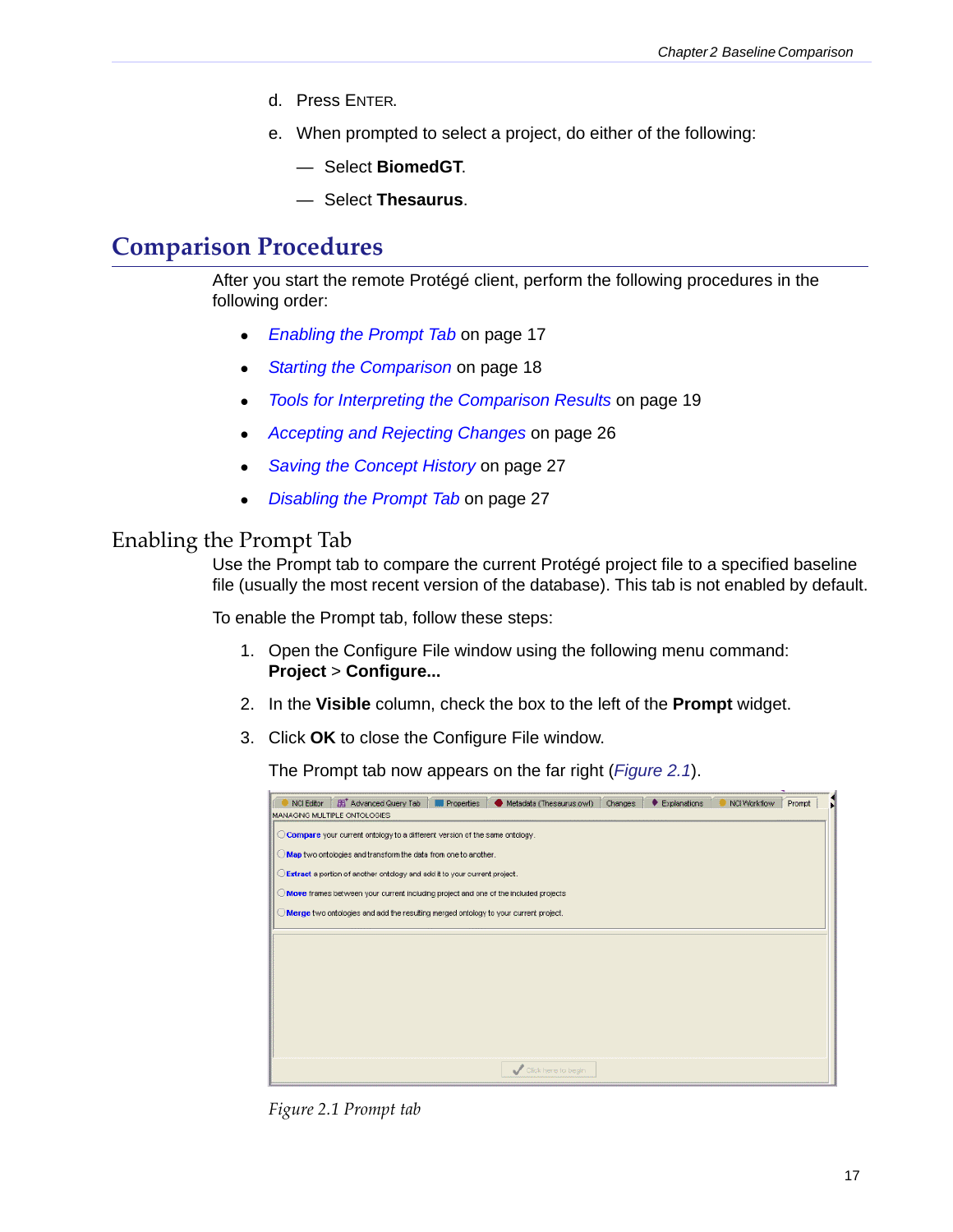d. Press ENTER.

e. When prompted to select a project, do either of the following:

— Select **BiomedGT**.

— Select **Thesaurus**.

# Comparison Procedures

After you start the remote Protégé client, perform the following procedures in the following order:

- *Enabling the Prompt Tab* on page 17
- *Starting the Comparison* on page 18
- *Tools for Interpreting the Comparison Results* on page 19
- *Accepting and Rejecting Changes* on page 26
- *Saving the Concept History* on page 27
- *Disabling the Prompt Tab* on page 27

## Enabling the Prompt Tab

Use the Prompt tab to compare the current Protégé project file to a specified baseline file (usually the most recent version of the database). This tab is not enabled by default.

To enable the Prompt tab, follow these steps:

1. Open the Configure File window using the following menu command: **Project** > **Configure...**
2. In the **Visible** column, check the box to the left of the **Prompt** widget.
3. Click **OK** to close the Configure File window.

   The Prompt tab now appears on the far right (*Figure 2.1*).

*Figure 2.1 Prompt tab*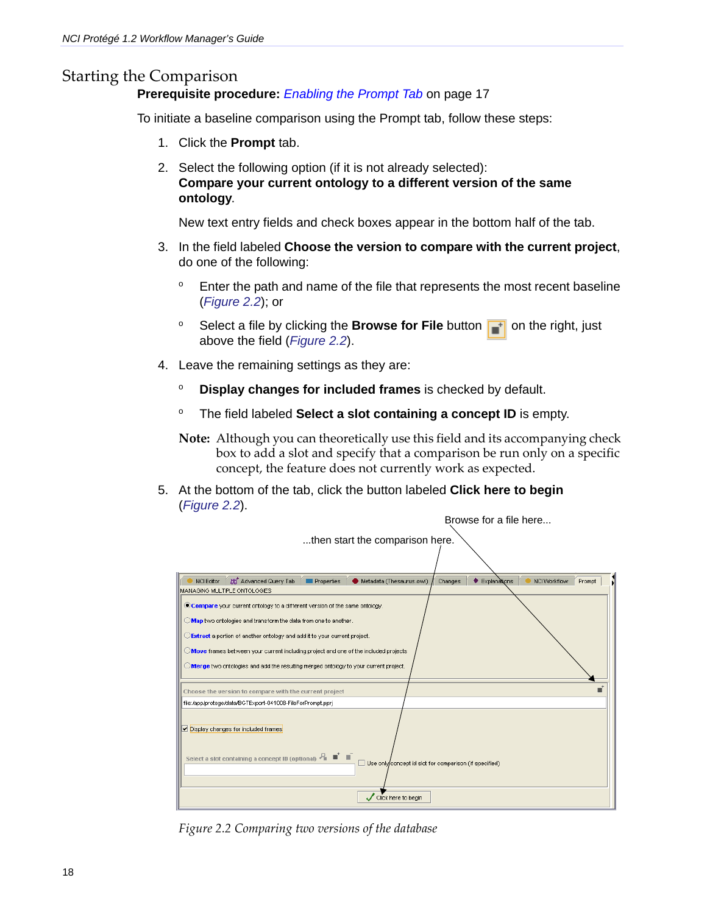## Starting the Comparison

**Prerequisite procedure:** *Enabling the Prompt Tab* on page 17

To initiate a baseline comparison using the Prompt tab, follow these steps:

1. Click the **Prompt** tab.
2. Select the following option (if it is not already selected):
   **Compare your current ontology to a different version of the same ontology**.

   New text entry fields and check boxes appear in the bottom half of the tab.
3. In the field labeled **Choose the version to compare with the current project**, do one of the following:
   - Enter the path and name of the file that represents the most recent baseline (*Figure 2.2*); or
   - Select a file by clicking the **Browse for File** button on the right, just above the field (*Figure 2.2*).
4. Leave the remaining settings as they are:
   - **Display changes for included frames** is checked by default.
   - The field labeled **Select a slot containing a concept ID** is empty.

   **Note:** Although you can theoretically use this field and its accompanying check box to add a slot and specify that a comparison be run only on a specific concept, the feature does not currently work as expected.
5. At the bottom of the tab, click the button labeled **Click here to begin** (*Figure 2.2*).

Browse for a file here...

...then start the comparison here.

*Figure 2.2 Comparing two versions of the database*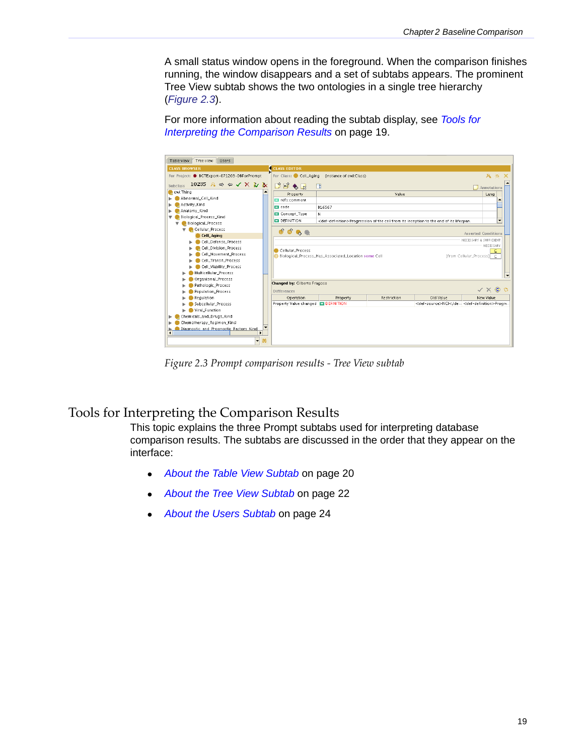A small status window opens in the foreground. When the comparison finishes running, the window disappears and a set of subtabs appears. The prominent Tree View subtab shows the two ontologies in a single tree hierarchy (*Figure 2.3*).

For more information about reading the subtab display, see *Tools for Interpreting the Comparison Results* on page 19.

*Figure 2.3 Prompt comparison results - Tree View subtab*

## Tools for Interpreting the Comparison Results

This topic explains the three Prompt subtabs used for interpreting database comparison results. The subtabs are discussed in the order that they appear on the interface:

- *About the Table View Subtab* on page 20
- *About the Tree View Subtab* on page 22
- *About the Users Subtab* on page 24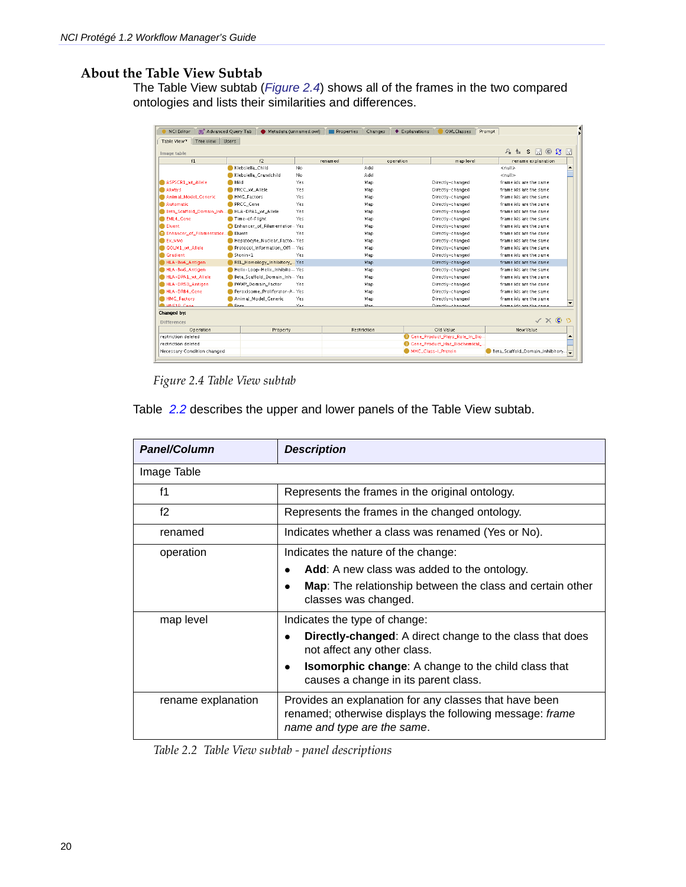## About the Table View Subtab

The Table View subtab (*Figure 2.4*) shows all of the frames in the two compared ontologies and lists their similarities and differences.

*Figure 2.4 Table View subtab*

Table *2.2* describes the upper and lower panels of the Table View subtab.

| **Panel/Column** | **Description** |
|---|---|
| Image Table | |
| f1 | Represents the frames in the original ontology. |
| f2 | Represents the frames in the changed ontology. |
| renamed | Indicates whether a class was renamed (Yes or No). |
| operation | Indicates the nature of the change:<br>• **Add**: A new class was added to the ontology.<br>• **Map**: The relationship between the class and certain other classes was changed. |
| map level | Indicates the type of change:<br>• **Directly-changed**: A direct change to the class that does not affect any other class.<br>• **Isomorphic change**: A change to the child class that causes a change in its parent class. |
| rename explanation | Provides an explanation for any classes that have been renamed; otherwise displays the following message: *frame name and type are the same*. |

*Table 2.2 Table View subtab - panel descriptions*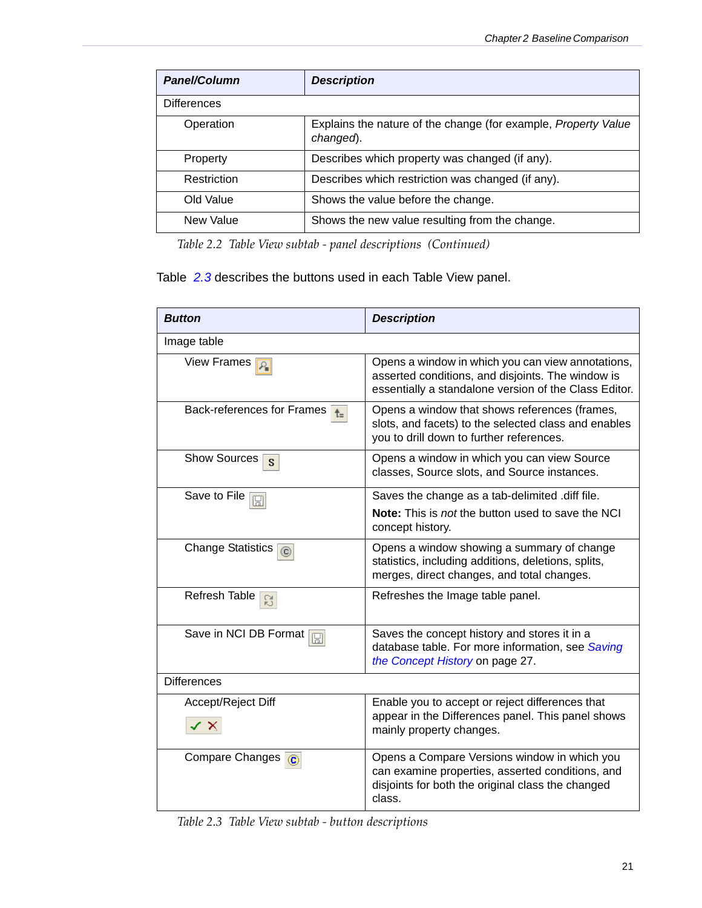| **Panel/Column** | **Description** |
|---|---|
| Differences | |
| Operation | Explains the nature of the change (for example, *Property Value changed*). |
| Property | Describes which property was changed (if any). |
| Restriction | Describes which restriction was changed (if any). |
| Old Value | Shows the value before the change. |
| New Value | Shows the new value resulting from the change. |

*Table 2.2 Table View subtab - panel descriptions (Continued)*

Table 2.3 describes the buttons used in each Table View panel.

| **Button** | **Description** |
|---|---|
| Image table | |
| View Frames | Opens a window in which you can view annotations, asserted conditions, and disjoints. The window is essentially a standalone version of the Class Editor. |
| Back-references for Frames | Opens a window that shows references (frames, slots, and facets) to the selected class and enables you to drill down to further references. |
| Show Sources | Opens a window in which you can view Source classes, Source slots, and Source instances. |
| Save to File | Saves the change as a tab-delimited .diff file. **Note:** This is *not* the button used to save the NCI concept history. |
| Change Statistics | Opens a window showing a summary of change statistics, including additions, deletions, splits, merges, direct changes, and total changes. |
| Refresh Table | Refreshes the Image table panel. |
| Save in NCI DB Format | Saves the concept history and stores it in a database table. For more information, see *Saving the Concept History* on page 27. |
| Differences | |
| Accept/Reject Diff | Enable you to accept or reject differences that appear in the Differences panel. This panel shows mainly property changes. |
| Compare Changes | Opens a Compare Versions window in which you can examine properties, asserted conditions, and disjoints for both the original class the changed class. |

*Table 2.3 Table View subtab - button descriptions*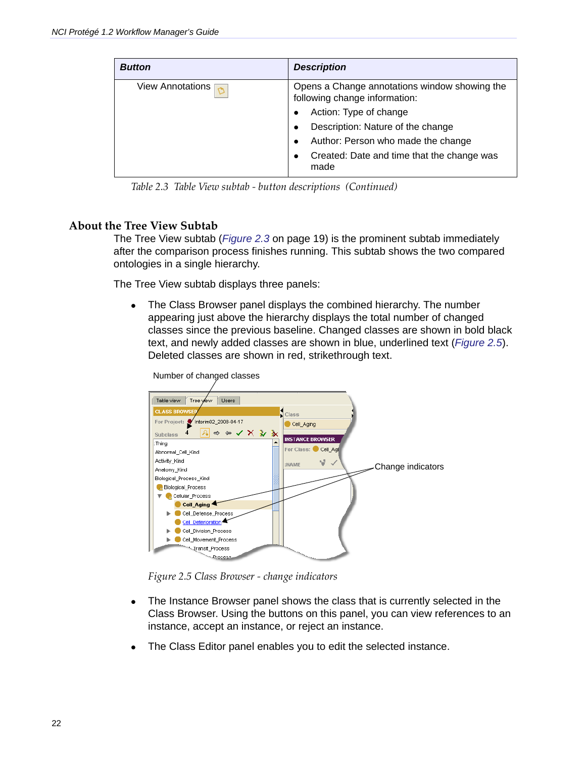| Button | Description |
|---|---|
| View Annotations | Opens a Change annotations window showing the following change information:<br>• Action: Type of change<br>• Description: Nature of the change<br>• Author: Person who made the change<br>• Created: Date and time that the change was made |

*Table 2.3 Table View subtab - button descriptions (Continued)*

## About the Tree View Subtab

The Tree View subtab (*Figure 2.3* on page 19) is the prominent subtab immediately after the comparison process finishes running. This subtab shows the two compared ontologies in a single hierarchy.

The Tree View subtab displays three panels:

- The Class Browser panel displays the combined hierarchy. The number appearing just above the hierarchy displays the total number of changed classes since the previous baseline. Changed classes are shown in bold black text, and newly added classes are shown in blue, underlined text (*Figure 2.5*). Deleted classes are shown in red, strikethrough text.

*Figure 2.5 Class Browser - change indicators*

- The Instance Browser panel shows the class that is currently selected in the Class Browser. Using the buttons on this panel, you can view references to an instance, accept an instance, or reject an instance.
- The Class Editor panel enables you to edit the selected instance.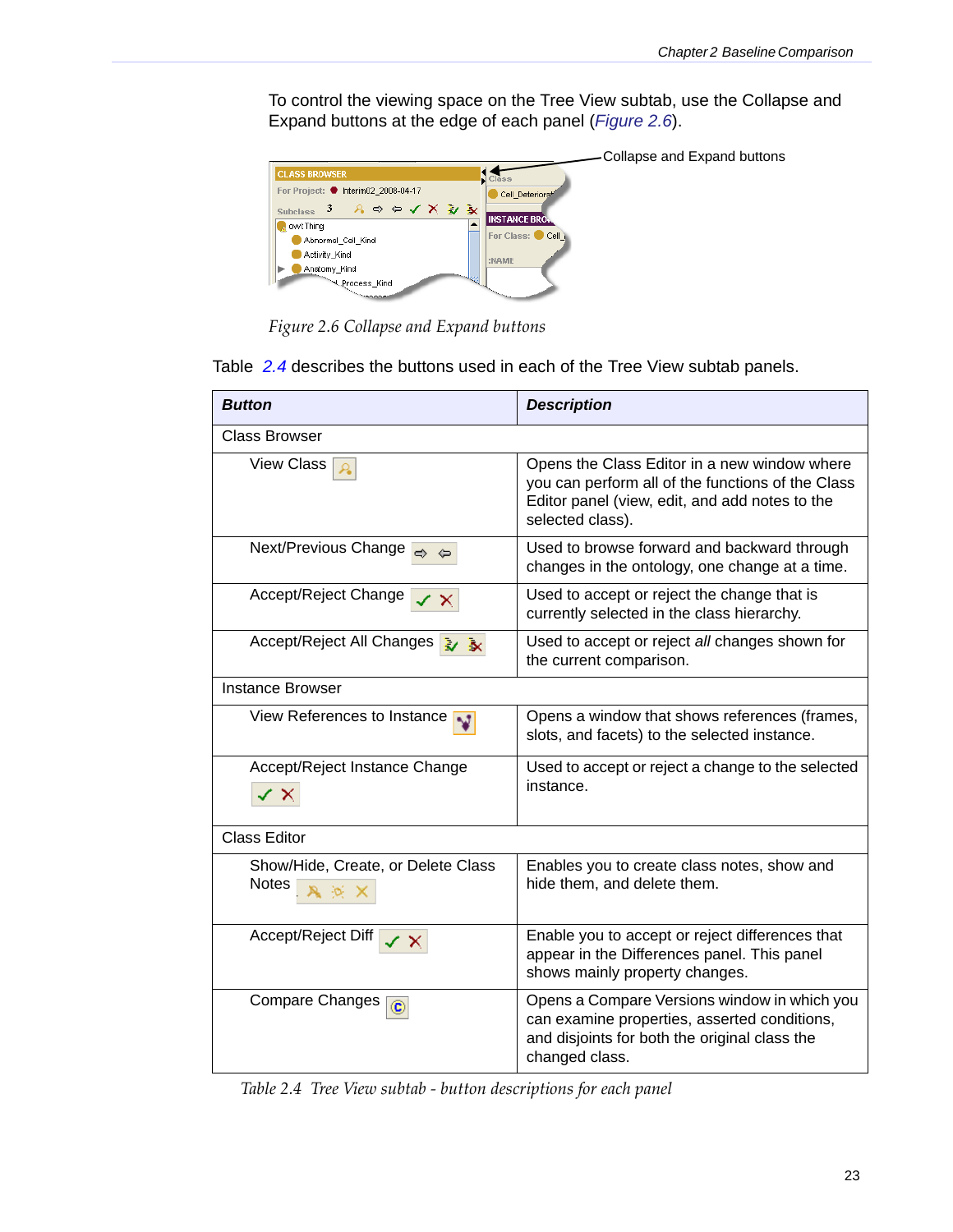To control the viewing space on the Tree View subtab, use the Collapse and Expand buttons at the edge of each panel (*Figure 2.6*).

Collapse and Expand buttons

*Figure 2.6 Collapse and Expand buttons*

Table 2.4 describes the buttons used in each of the Tree View subtab panels.

| ***Button*** | ***Description*** |
|---|---|
| Class Browser | |
| View Class | Opens the Class Editor in a new window where you can perform all of the functions of the Class Editor panel (view, edit, and add notes to the selected class). |
| Next/Previous Change | Used to browse forward and backward through changes in the ontology, one change at a time. |
| Accept/Reject Change | Used to accept or reject the change that is currently selected in the class hierarchy. |
| Accept/Reject All Changes | Used to accept or reject *all* changes shown for the current comparison. |
| Instance Browser | |
| View References to Instance | Opens a window that shows references (frames, slots, and facets) to the selected instance. |
| Accept/Reject Instance Change | Used to accept or reject a change to the selected instance. |
| Class Editor | |
| Show/Hide, Create, or Delete Class Notes | Enables you to create class notes, show and hide them, and delete them. |
| Accept/Reject Diff | Enable you to accept or reject differences that appear in the Differences panel. This panel shows mainly property changes. |
| Compare Changes | Opens a Compare Versions window in which you can examine properties, asserted conditions, and disjoints for both the original class the changed class. |

*Table 2.4 Tree View subtab - button descriptions for each panel*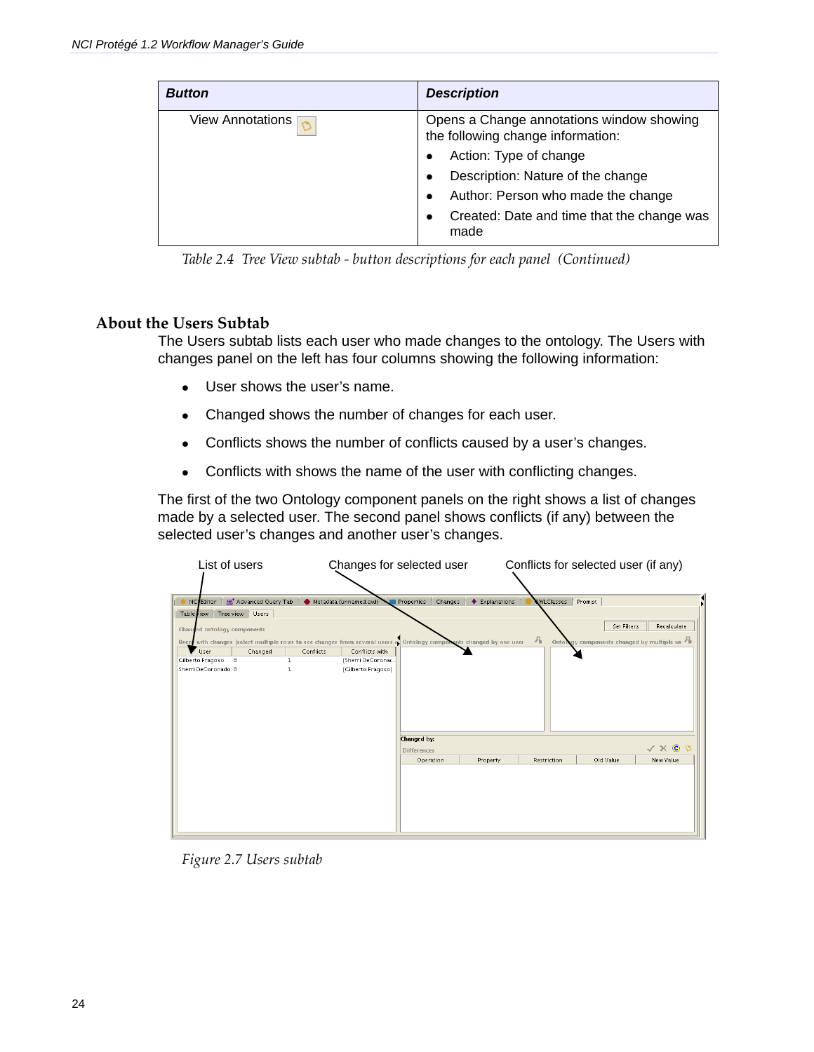| Button | Description |
|---|---|
| View Annotations | Opens a Change annotations window showing the following change information:<br>• Action: Type of change<br>• Description: Nature of the change<br>• Author: Person who made the change<br>• Created: Date and time that the change was made |

*Table 2.4 Tree View subtab - button descriptions for each panel (Continued)*

## About the Users Subtab

The Users subtab lists each user who made changes to the ontology. The Users with changes panel on the left has four columns showing the following information:

- User shows the user's name.
- Changed shows the number of changes for each user.
- Conflicts shows the number of conflicts caused by a user's changes.
- Conflicts with shows the name of the user with conflicting changes.

The first of the two Ontology component panels on the right shows a list of changes made by a selected user. The second panel shows conflicts (if any) between the selected user's changes and another user's changes.

*Figure 2.7 Users subtab*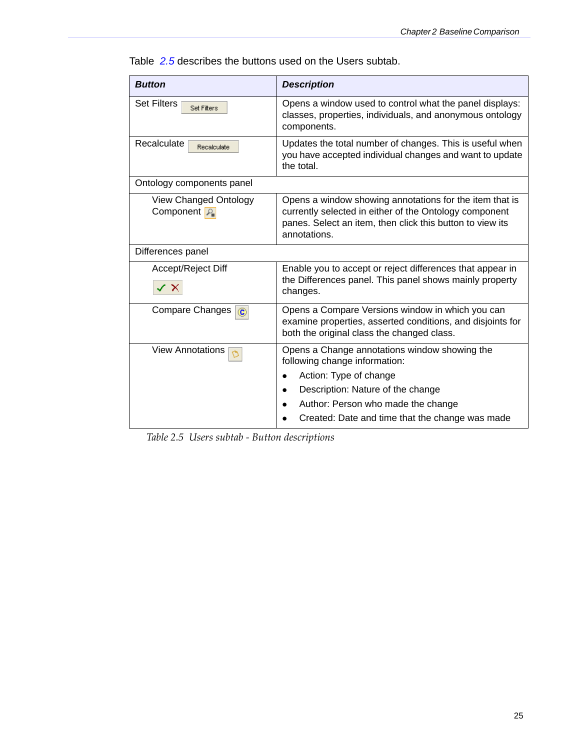Table 2.5 describes the buttons used on the Users subtab.

| Button | Description |
|---|---|
| Set Filters | Opens a window used to control what the panel displays: classes, properties, individuals, and anonymous ontology components. |
| Recalculate | Updates the total number of changes. This is useful when you have accepted individual changes and want to update the total. |
| Ontology components panel | |
| View Changed Ontology Component | Opens a window showing annotations for the item that is currently selected in either of the Ontology component panes. Select an item, then click this button to view its annotations. |
| Differences panel | |
| Accept/Reject Diff | Enable you to accept or reject differences that appear in the Differences panel. This panel shows mainly property changes. |
| Compare Changes | Opens a Compare Versions window in which you can examine properties, asserted conditions, and disjoints for both the original class the changed class. |
| View Annotations | Opens a Change annotations window showing the following change information: <br>• Action: Type of change <br>• Description: Nature of the change <br>• Author: Person who made the change <br>• Created: Date and time that the change was made |

*Table 2.5 Users subtab - Button descriptions*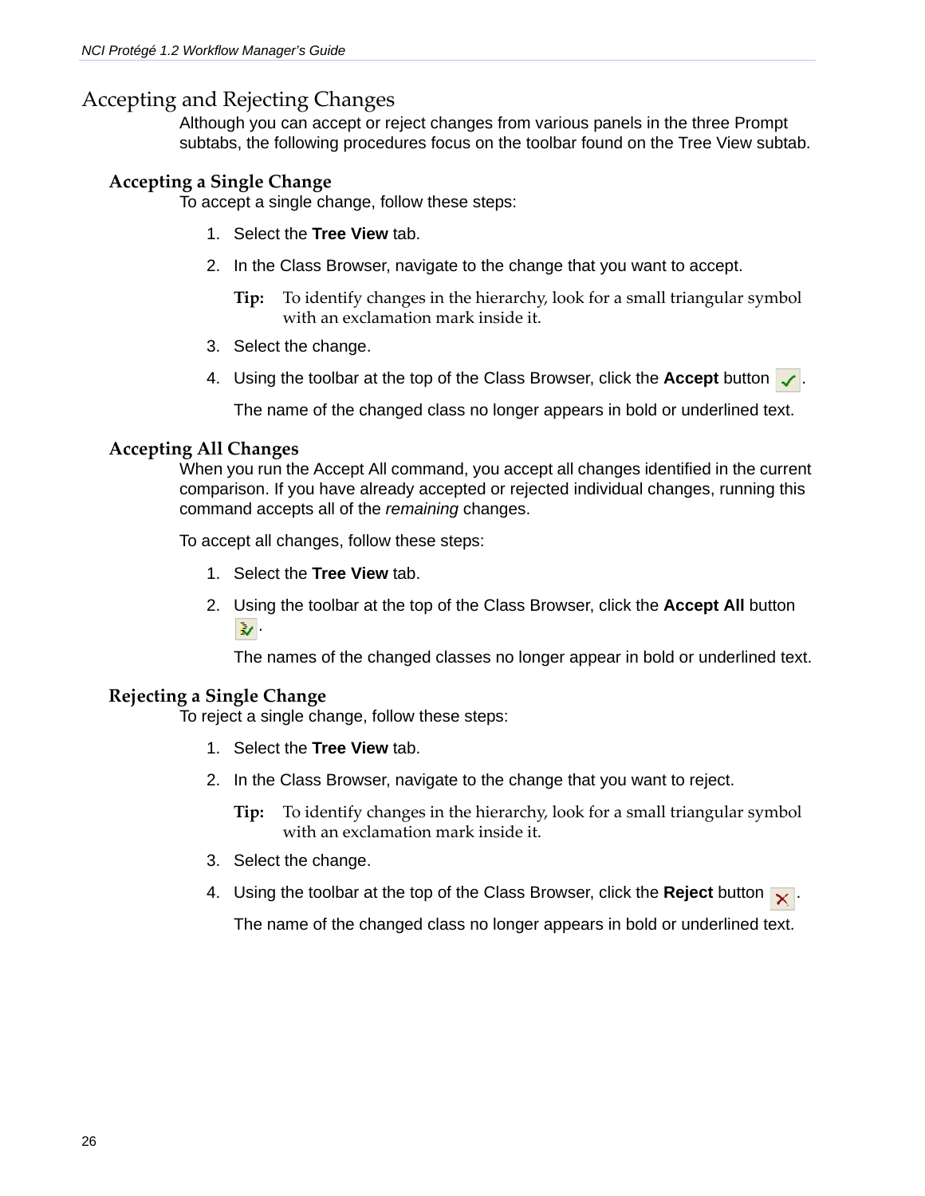## Accepting and Rejecting Changes

Although you can accept or reject changes from various panels in the three Prompt subtabs, the following procedures focus on the toolbar found on the Tree View subtab.

### Accepting a Single Change

To accept a single change, follow these steps:

1. Select the **Tree View** tab.
2. In the Class Browser, navigate to the change that you want to accept.

   **Tip:** To identify changes in the hierarchy, look for a small triangular symbol with an exclamation mark inside it.

3. Select the change.
4. Using the toolbar at the top of the Class Browser, click the **Accept** button.

   The name of the changed class no longer appears in bold or underlined text.

### Accepting All Changes

When you run the Accept All command, you accept all changes identified in the current comparison. If you have already accepted or rejected individual changes, running this command accepts all of the *remaining* changes.

To accept all changes, follow these steps:

1. Select the **Tree View** tab.
2. Using the toolbar at the top of the Class Browser, click the **Accept All** button.

   The names of the changed classes no longer appear in bold or underlined text.

### Rejecting a Single Change

To reject a single change, follow these steps:

1. Select the **Tree View** tab.
2. In the Class Browser, navigate to the change that you want to reject.

   **Tip:** To identify changes in the hierarchy, look for a small triangular symbol with an exclamation mark inside it.

3. Select the change.
4. Using the toolbar at the top of the Class Browser, click the **Reject** button.

   The name of the changed class no longer appears in bold or underlined text.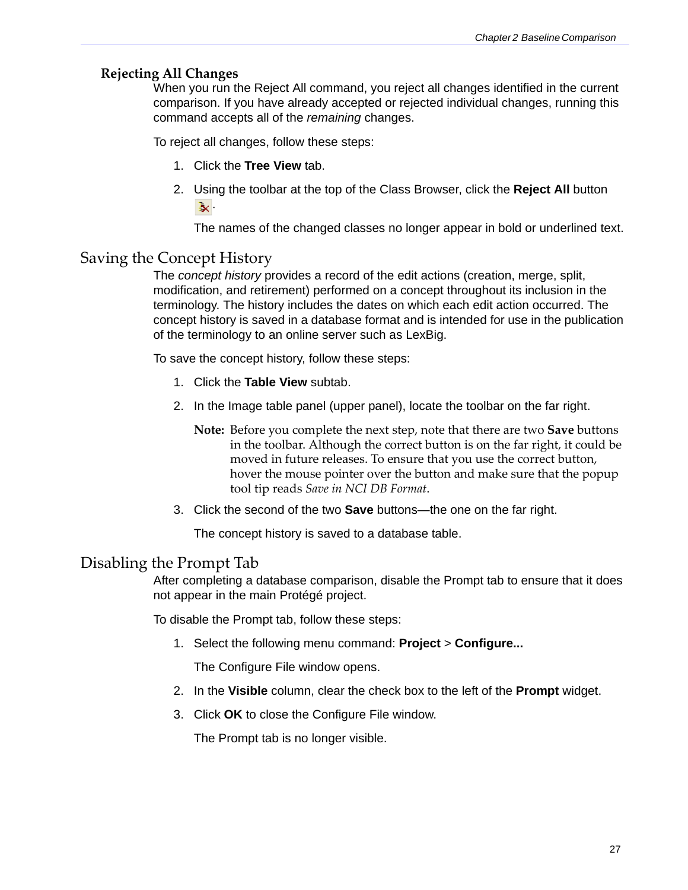### Rejecting All Changes

When you run the Reject All command, you reject all changes identified in the current comparison. If you have already accepted or rejected individual changes, running this command accepts all of the *remaining* changes.

To reject all changes, follow these steps:

1. Click the **Tree View** tab.
2. Using the toolbar at the top of the Class Browser, click the **Reject All** button .

   The names of the changed classes no longer appear in bold or underlined text.

## Saving the Concept History

The *concept history* provides a record of the edit actions (creation, merge, split, modification, and retirement) performed on a concept throughout its inclusion in the terminology. The history includes the dates on which each edit action occurred. The concept history is saved in a database format and is intended for use in the publication of the terminology to an online server such as LexBig.

To save the concept history, follow these steps:

1. Click the **Table View** subtab.
2. In the Image table panel (upper panel), locate the toolbar on the far right.

   **Note:** Before you complete the next step, note that there are two **Save** buttons in the toolbar. Although the correct button is on the far right, it could be moved in future releases. To ensure that you use the correct button, hover the mouse pointer over the button and make sure that the popup tool tip reads *Save in NCI DB Format*.

3. Click the second of the two **Save** buttons—the one on the far right.

   The concept history is saved to a database table.

## Disabling the Prompt Tab

After completing a database comparison, disable the Prompt tab to ensure that it does not appear in the main Protégé project.

To disable the Prompt tab, follow these steps:

1. Select the following menu command: **Project** > **Configure...**

   The Configure File window opens.

2. In the **Visible** column, clear the check box to the left of the **Prompt** widget.
3. Click **OK** to close the Configure File window.

   The Prompt tab is no longer visible.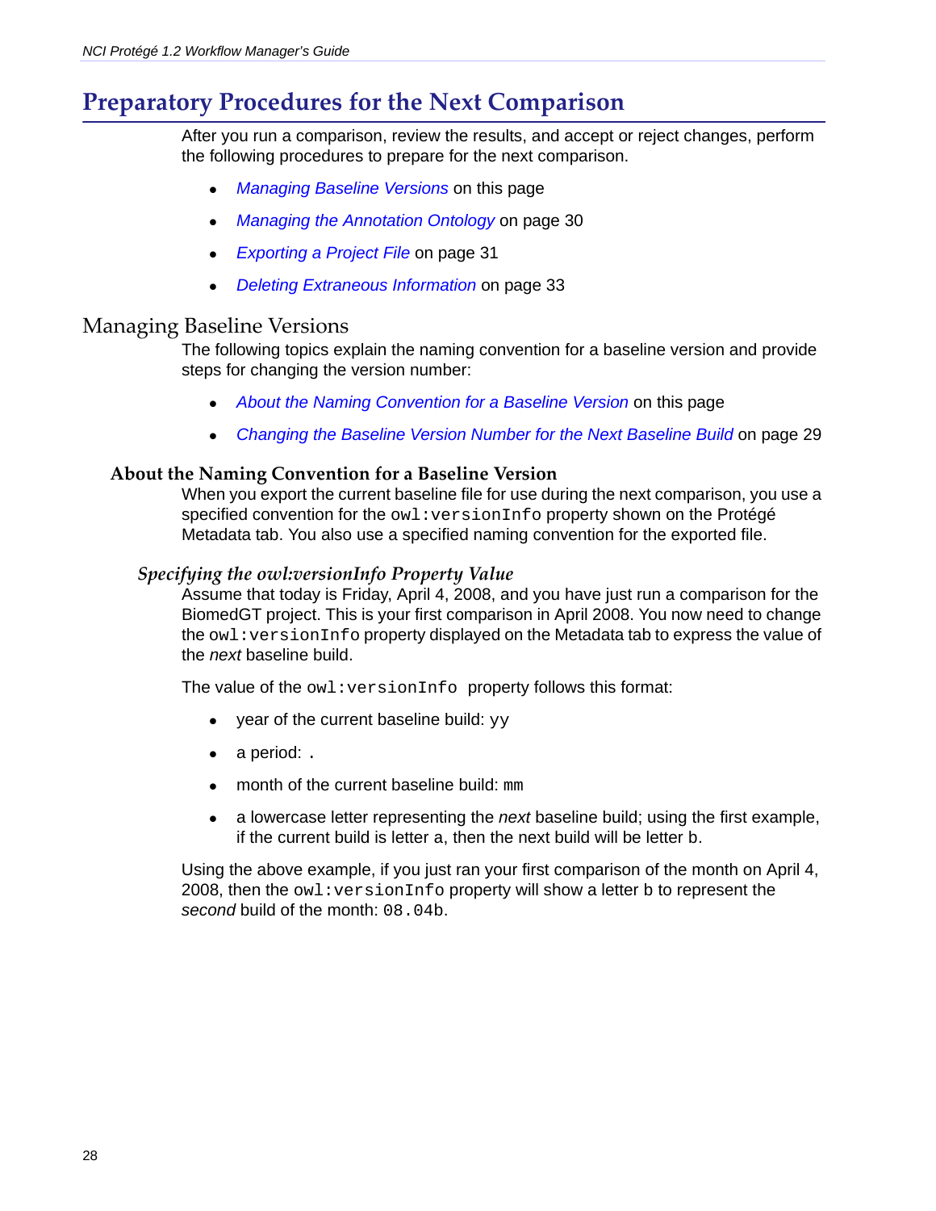# Preparatory Procedures for the Next Comparison

After you run a comparison, review the results, and accept or reject changes, perform the following procedures to prepare for the next comparison.

- *Managing Baseline Versions* on this page
- *Managing the Annotation Ontology* on page 30
- *Exporting a Project File* on page 31
- *Deleting Extraneous Information* on page 33

## Managing Baseline Versions

The following topics explain the naming convention for a baseline version and provide steps for changing the version number:

- *About the Naming Convention for a Baseline Version* on this page
- *Changing the Baseline Version Number for the Next Baseline Build* on page 29

### About the Naming Convention for a Baseline Version

When you export the current baseline file for use during the next comparison, you use a specified convention for the `owl:versionInfo` property shown on the Protégé Metadata tab. You also use a specified naming convention for the exported file.

#### *Specifying the owl:versionInfo Property Value*

Assume that today is Friday, April 4, 2008, and you have just run a comparison for the BiomedGT project. This is your first comparison in April 2008. You now need to change the `owl:versionInfo` property displayed on the Metadata tab to express the value of the *next* baseline build.

The value of the `owl:versionInfo` property follows this format:

- year of the current baseline build: `yy`
- a period: `.`
- month of the current baseline build: `mm`
- a lowercase letter representing the *next* baseline build; using the first example, if the current build is letter `a`, then the next build will be letter `b`.

Using the above example, if you just ran your first comparison of the month on April 4, 2008, then the `owl:versionInfo` property will show a letter `b` to represent the *second* build of the month: `08.04b`.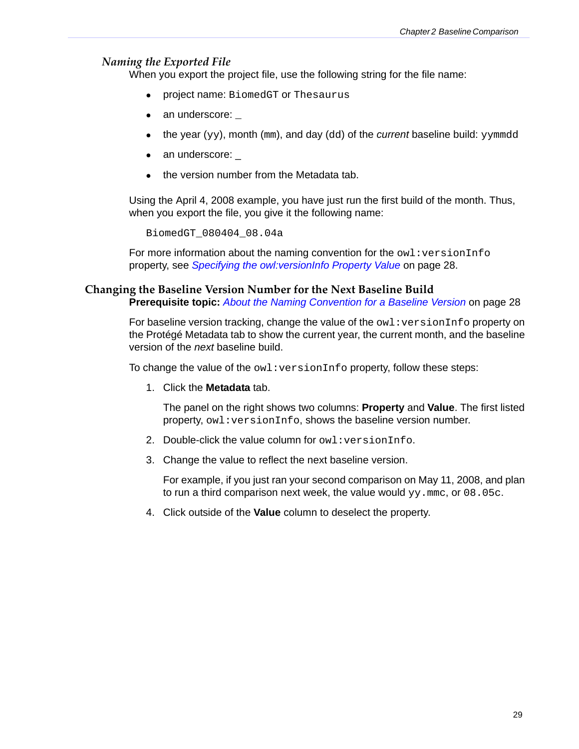### *Naming the Exported File*

When you export the project file, use the following string for the file name:

- project name: `BiomedGT` or `Thesaurus`
- an underscore: _
- the year (`yy`), month (`mm`), and day (`dd`) of the *current* baseline build: `yymmdd`
- an underscore: _
- the version number from the Metadata tab.

Using the April 4, 2008 example, you have just run the first build of the month. Thus, when you export the file, you give it the following name:

```
BiomedGT_080404_08.04a
```

For more information about the naming convention for the `owl:versionInfo` property, see *Specifying the owl:versionInfo Property Value* on page 28.

## Changing the Baseline Version Number for the Next Baseline Build

**Prerequisite topic:** *About the Naming Convention for a Baseline Version* on page 28

For baseline version tracking, change the value of the `owl:versionInfo` property on the Protégé Metadata tab to show the current year, the current month, and the baseline version of the *next* baseline build.

To change the value of the `owl:versionInfo` property, follow these steps:

1. Click the **Metadata** tab.

   The panel on the right shows two columns: **Property** and **Value**. The first listed property, `owl:versionInfo`, shows the baseline version number.

2. Double-click the value column for `owl:versionInfo`.
3. Change the value to reflect the next baseline version.

   For example, if you just ran your second comparison on May 11, 2008, and plan to run a third comparison next week, the value would `yy.mmc`, or `08.05c`.

4. Click outside of the **Value** column to deselect the property.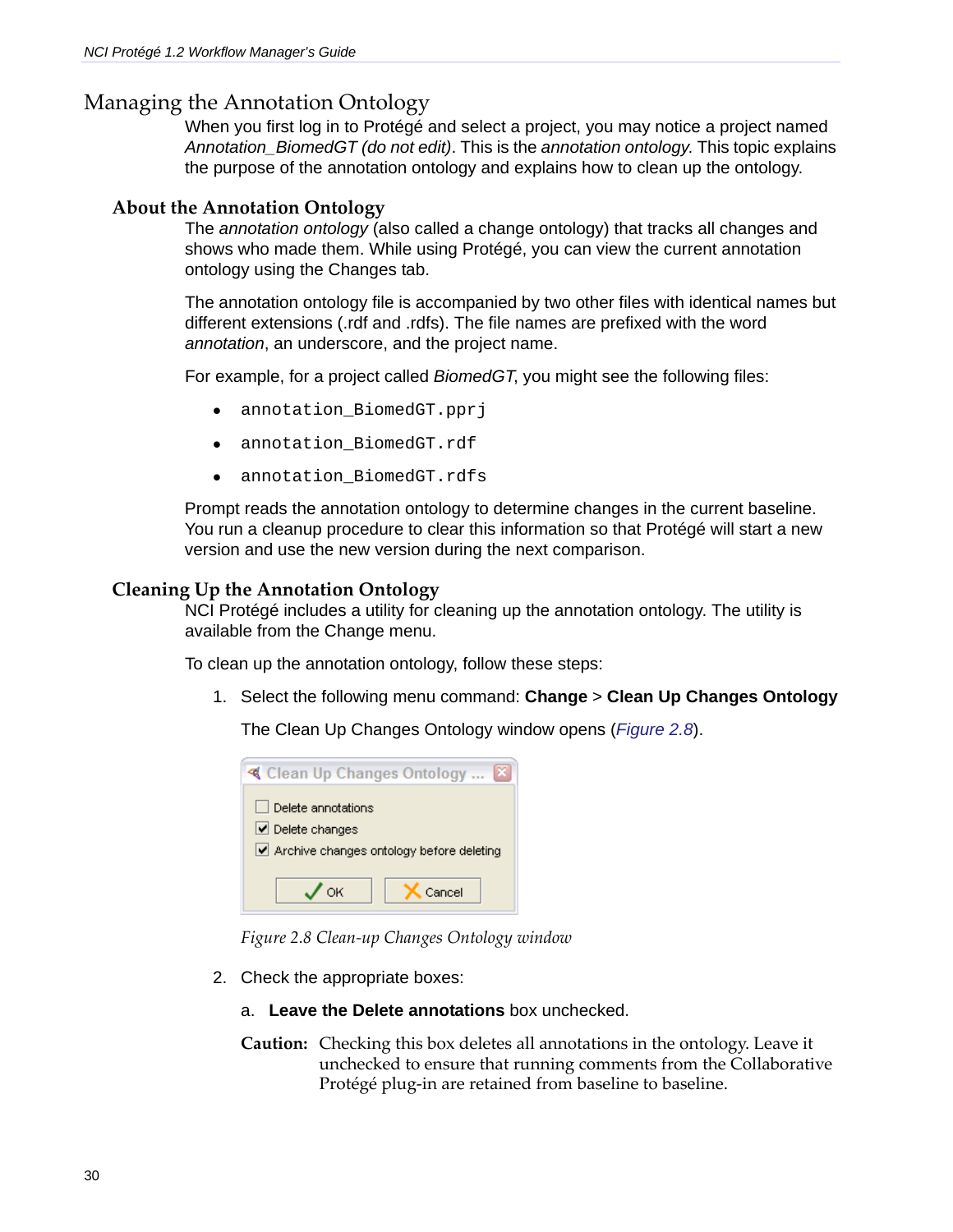# Managing the Annotation Ontology

When you first log in to Protégé and select a project, you may notice a project named *Annotation_BiomedGT (do not edit)*. This is the *annotation ontology*. This topic explains the purpose of the annotation ontology and explains how to clean up the ontology.

## About the Annotation Ontology

The *annotation ontology* (also called a change ontology) that tracks all changes and shows who made them. While using Protégé, you can view the current annotation ontology using the Changes tab.

The annotation ontology file is accompanied by two other files with identical names but different extensions (.rdf and .rdfs). The file names are prefixed with the word *annotation*, an underscore, and the project name.

For example, for a project called *BiomedGT*, you might see the following files:

- `annotation_BiomedGT.pprj`
- `annotation_BiomedGT.rdf`
- `annotation_BiomedGT.rdfs`

Prompt reads the annotation ontology to determine changes in the current baseline. You run a cleanup procedure to clear this information so that Protégé will start a new version and use the new version during the next comparison.

## Cleaning Up the Annotation Ontology

NCI Protégé includes a utility for cleaning up the annotation ontology. The utility is available from the Change menu.

To clean up the annotation ontology, follow these steps:

1. Select the following menu command: **Change** > **Clean Up Changes Ontology**

   The Clean Up Changes Ontology window opens (*Figure 2.8*).

   Clean Up Changes Ontology ...

   - [ ] Delete annotations
   - [x] Delete changes
   - [x] Archive changes ontology before deleting

   OK | Cancel

   *Figure 2.8 Clean-up Changes Ontology window*

2. Check the appropriate boxes:

   a. **Leave the Delete annotations** box unchecked.

   **Caution:** Checking this box deletes all annotations in the ontology. Leave it unchecked to ensure that running comments from the Collaborative Protégé plug-in are retained from baseline to baseline.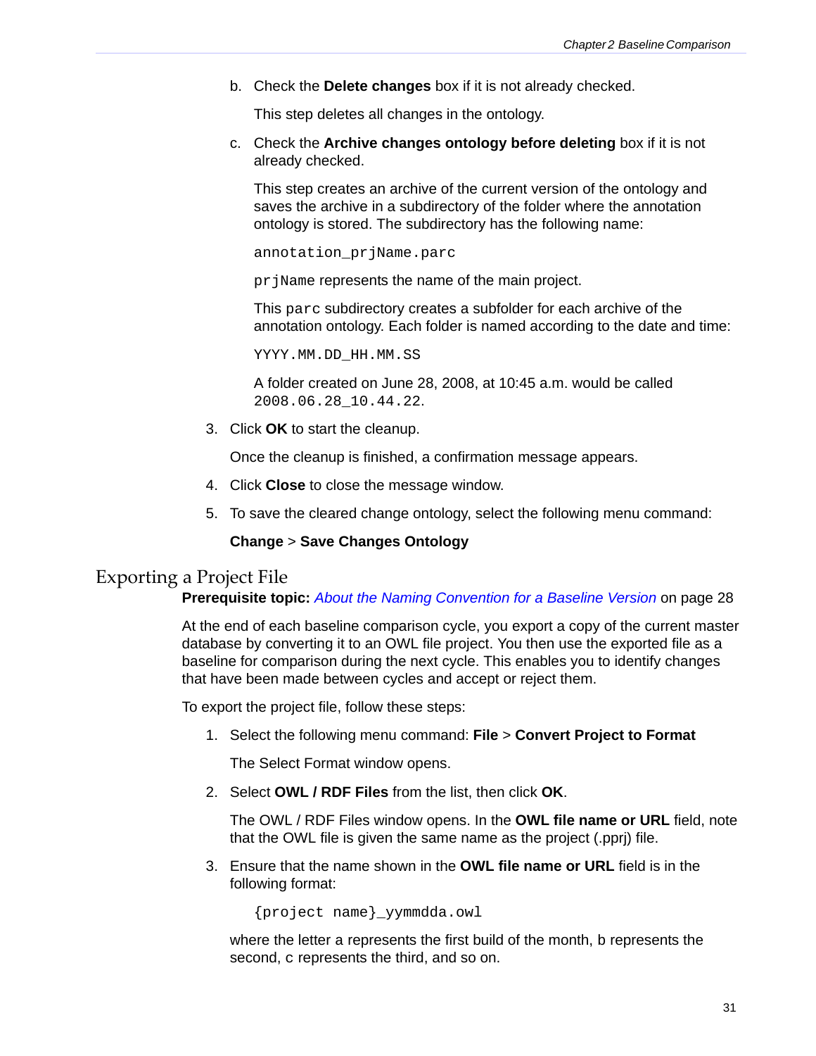b. Check the **Delete changes** box if it is not already checked.

   This step deletes all changes in the ontology.

c. Check the **Archive changes ontology before deleting** box if it is not already checked.

   This step creates an archive of the current version of the ontology and saves the archive in a subdirectory of the folder where the annotation ontology is stored. The subdirectory has the following name:

   `annotation_prjName.parc`

   `prjName` represents the name of the main project.

   This `parc` subdirectory creates a subfolder for each archive of the annotation ontology. Each folder is named according to the date and time:

   `YYYY.MM.DD_HH.MM.SS`

   A folder created on June 28, 2008, at 10:45 a.m. would be called `2008.06.28_10.44.22`.

3. Click **OK** to start the cleanup.

   Once the cleanup is finished, a confirmation message appears.

4. Click **Close** to close the message window.

5. To save the cleared change ontology, select the following menu command:

   **Change** > **Save Changes Ontology**

## Exporting a Project File

**Prerequisite topic:** *About the Naming Convention for a Baseline Version* on page 28

At the end of each baseline comparison cycle, you export a copy of the current master database by converting it to an OWL file project. You then use the exported file as a baseline for comparison during the next cycle. This enables you to identify changes that have been made between cycles and accept or reject them.

To export the project file, follow these steps:

1. Select the following menu command: **File** > **Convert Project to Format**

   The Select Format window opens.

2. Select **OWL / RDF Files** from the list, then click **OK**.

   The OWL / RDF Files window opens. In the **OWL file name or URL** field, note that the OWL file is given the same name as the project (.pprj) file.

3. Ensure that the name shown in the **OWL file name or URL** field is in the following format:

   `{project name}_yymmdda.owl`

   where the letter a represents the first build of the month, b represents the second, c represents the third, and so on.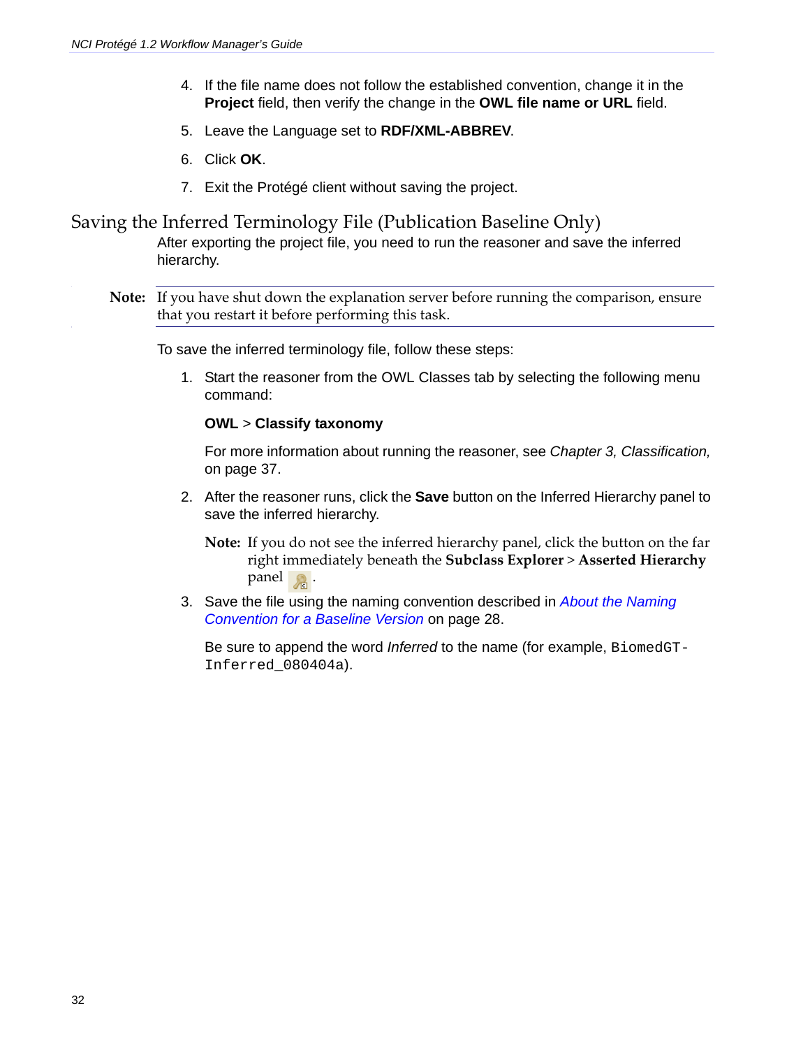4. If the file name does not follow the established convention, change it in the **Project** field, then verify the change in the **OWL file name or URL** field.

5. Leave the Language set to **RDF/XML-ABBREV**.

6. Click **OK**.

7. Exit the Protégé client without saving the project.

## Saving the Inferred Terminology File (Publication Baseline Only)

After exporting the project file, you need to run the reasoner and save the inferred hierarchy.

**Note:** If you have shut down the explanation server before running the comparison, ensure that you restart it before performing this task.

To save the inferred terminology file, follow these steps:

1. Start the reasoner from the OWL Classes tab by selecting the following menu command:

   **OWL** > **Classify taxonomy**

   For more information about running the reasoner, see *Chapter 3, Classification,* on page 37.

2. After the reasoner runs, click the **Save** button on the Inferred Hierarchy panel to save the inferred hierarchy.

   **Note:** If you do not see the inferred hierarchy panel, click the button on the far right immediately beneath the **Subclass Explorer** > **Asserted Hierarchy** panel .

3. Save the file using the naming convention described in *About the Naming Convention for a Baseline Version* on page 28.

   Be sure to append the word *Inferred* to the name (for example, `BiomedGT-Inferred_080404a`).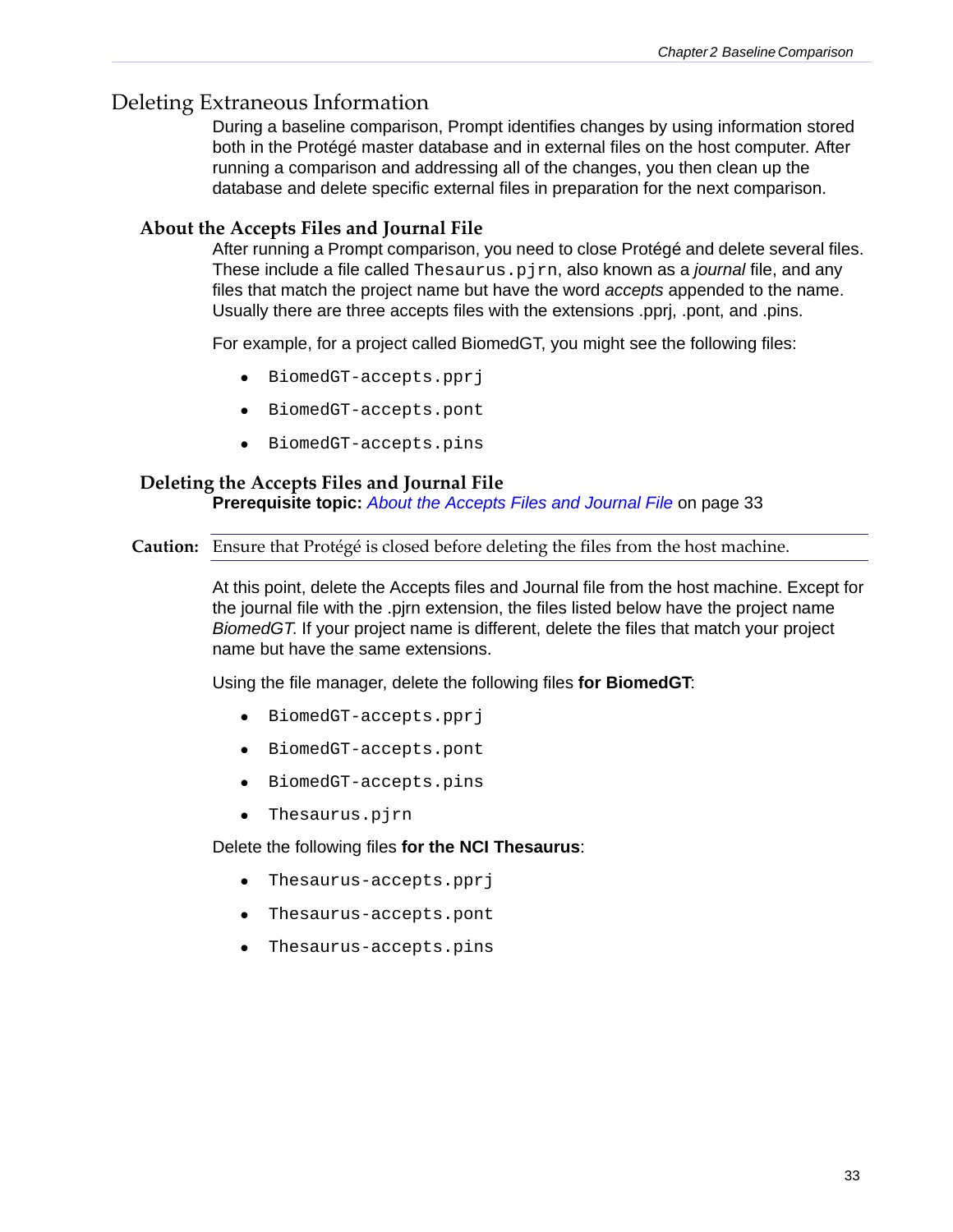# Deleting Extraneous Information

During a baseline comparison, Prompt identifies changes by using information stored both in the Protégé master database and in external files on the host computer. After running a comparison and addressing all of the changes, you then clean up the database and delete specific external files in preparation for the next comparison.

## About the Accepts Files and Journal File

After running a Prompt comparison, you need to close Protégé and delete several files. These include a file called `Thesaurus.pjrn`, also known as a *journal* file, and any files that match the project name but have the word *accepts* appended to the name. Usually there are three accepts files with the extensions .pprj, .pont, and .pins.

For example, for a project called BiomedGT, you might see the following files:

- `BiomedGT-accepts.pprj`
- `BiomedGT-accepts.pont`
- `BiomedGT-accepts.pins`

## Deleting the Accepts Files and Journal File

**Prerequisite topic:** *About the Accepts Files and Journal File* on page 33

**Caution:** Ensure that Protégé is closed before deleting the files from the host machine.

At this point, delete the Accepts files and Journal file from the host machine. Except for the journal file with the .pjrn extension, the files listed below have the project name *BiomedGT*. If your project name is different, delete the files that match your project name but have the same extensions.

Using the file manager, delete the following files **for BiomedGT**:

- `BiomedGT-accepts.pprj`
- `BiomedGT-accepts.pont`
- `BiomedGT-accepts.pins`
- `Thesaurus.pjrn`

Delete the following files **for the NCI Thesaurus**:

- `Thesaurus-accepts.pprj`
- `Thesaurus-accepts.pont`
- `Thesaurus-accepts.pins`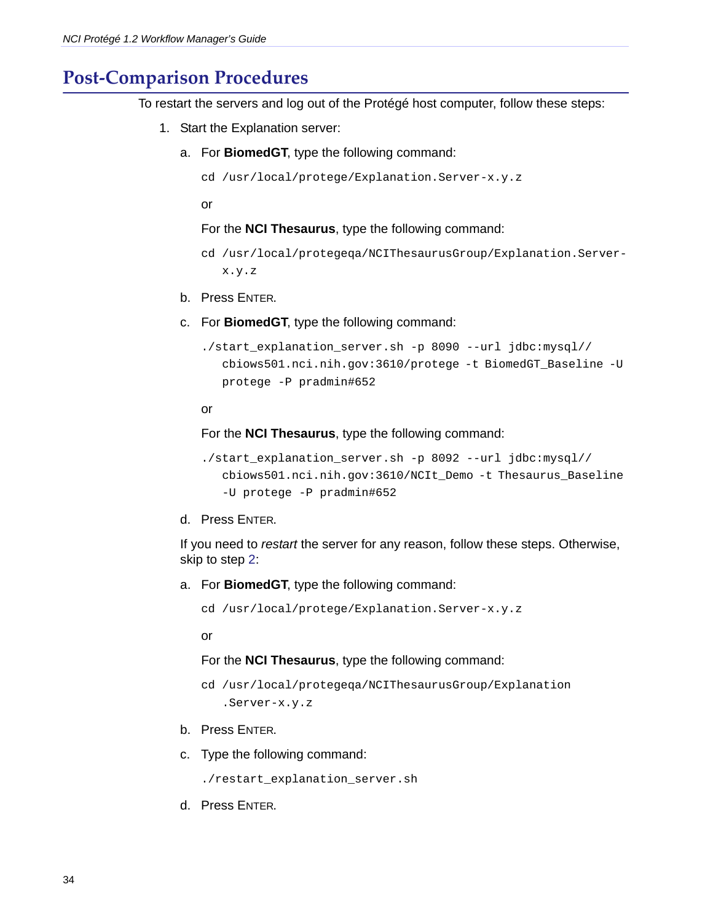## Post-Comparison Procedures

To restart the servers and log out of the Protégé host computer, follow these steps:

1. Start the Explanation server:

   a. For **BiomedGT**, type the following command:

   ```
   cd /usr/local/protege/Explanation.Server-x.y.z
   ```

   or

   For the **NCI Thesaurus**, type the following command:

   ```
   cd /usr/local/protegeqa/NCIThesaurusGroup/Explanation.Server-
      x.y.z
   ```

   b. Press ENTER.

   c. For **BiomedGT**, type the following command:

   ```
   ./start_explanation_server.sh -p 8090 --url jdbc:mysql//
      cbiows501.nci.nih.gov:3610/protege -t BiomedGT_Baseline -U
      protege -P pradmin#652
   ```

   or

   For the **NCI Thesaurus**, type the following command:

   ```
   ./start_explanation_server.sh -p 8092 --url jdbc:mysql//
      cbiows501.nci.nih.gov:3610/NCIt_Demo -t Thesaurus_Baseline
      -U protege -P pradmin#652
   ```

   d. Press ENTER.

   If you need to *restart* the server for any reason, follow these steps. Otherwise, skip to step 2:

   a. For **BiomedGT**, type the following command:

   ```
   cd /usr/local/protege/Explanation.Server-x.y.z
   ```

   or

   For the **NCI Thesaurus**, type the following command:

   ```
   cd /usr/local/protegeqa/NCIThesaurusGroup/Explanation
      .Server-x.y.z
   ```

   b. Press ENTER.

   c. Type the following command:

   ```
   ./restart_explanation_server.sh
   ```

   d. Press ENTER.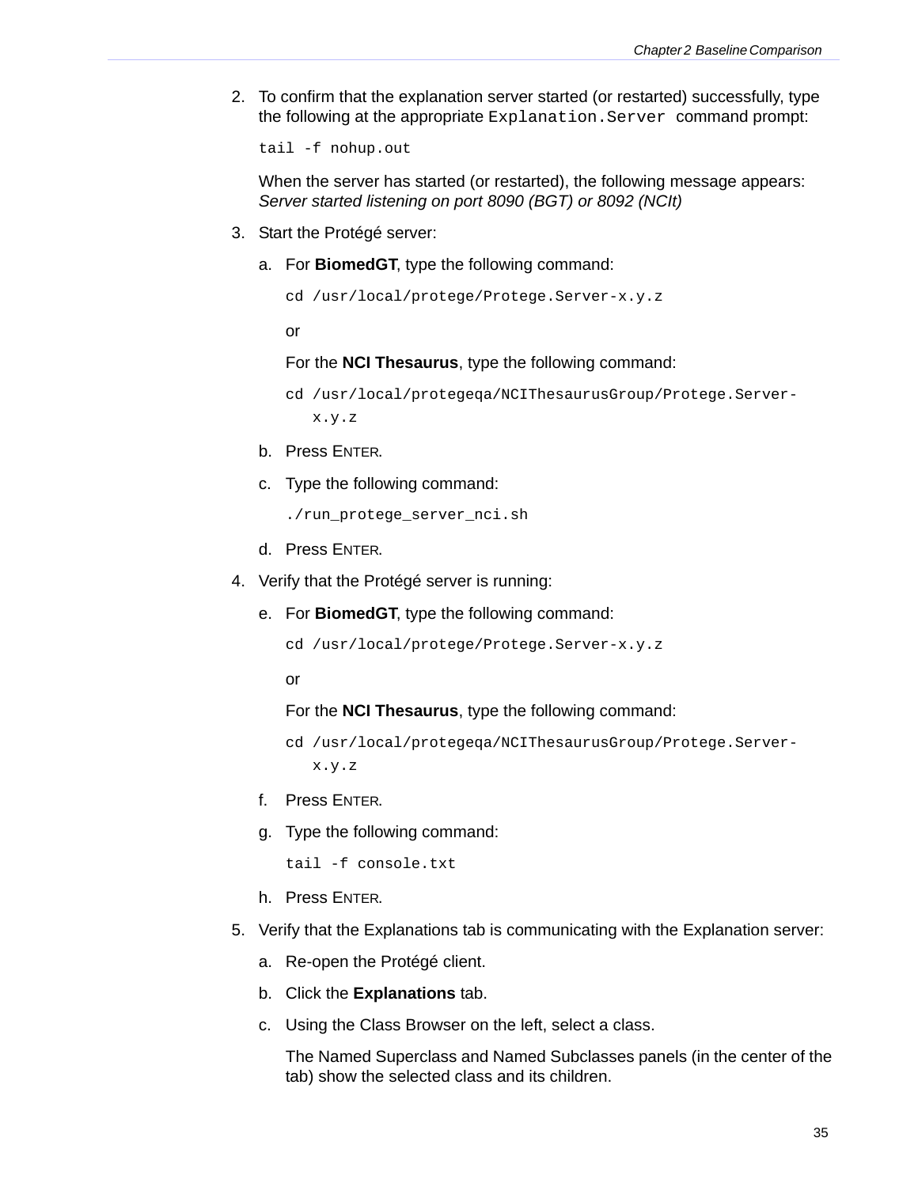2. To confirm that the explanation server started (or restarted) successfully, type the following at the appropriate `Explanation.Server` command prompt:

   ```
   tail -f nohup.out
   ```

   When the server has started (or restarted), the following message appears: *Server started listening on port 8090 (BGT) or 8092 (NCIt)*

3. Start the Protégé server:

   a. For **BiomedGT**, type the following command:

   ```
   cd /usr/local/protege/Protege.Server-x.y.z
   ```

   or

   For the **NCI Thesaurus**, type the following command:

   ```
   cd /usr/local/protegeqa/NCIThesaurusGroup/Protege.Server-
      x.y.z
   ```

   b. Press ENTER.

   c. Type the following command:

   ```
   ./run_protege_server_nci.sh
   ```

   d. Press ENTER.

4. Verify that the Protégé server is running:

   e. For **BiomedGT**, type the following command:

   ```
   cd /usr/local/protege/Protege.Server-x.y.z
   ```

   or

   For the **NCI Thesaurus**, type the following command:

   ```
   cd /usr/local/protegeqa/NCIThesaurusGroup/Protege.Server-
      x.y.z
   ```

   f. Press ENTER.

   g. Type the following command:

   ```
   tail -f console.txt
   ```

   h. Press ENTER.

5. Verify that the Explanations tab is communicating with the Explanation server:

   a. Re-open the Protégé client.

   b. Click the **Explanations** tab.

   c. Using the Class Browser on the left, select a class.

   The Named Superclass and Named Subclasses panels (in the center of the tab) show the selected class and its children.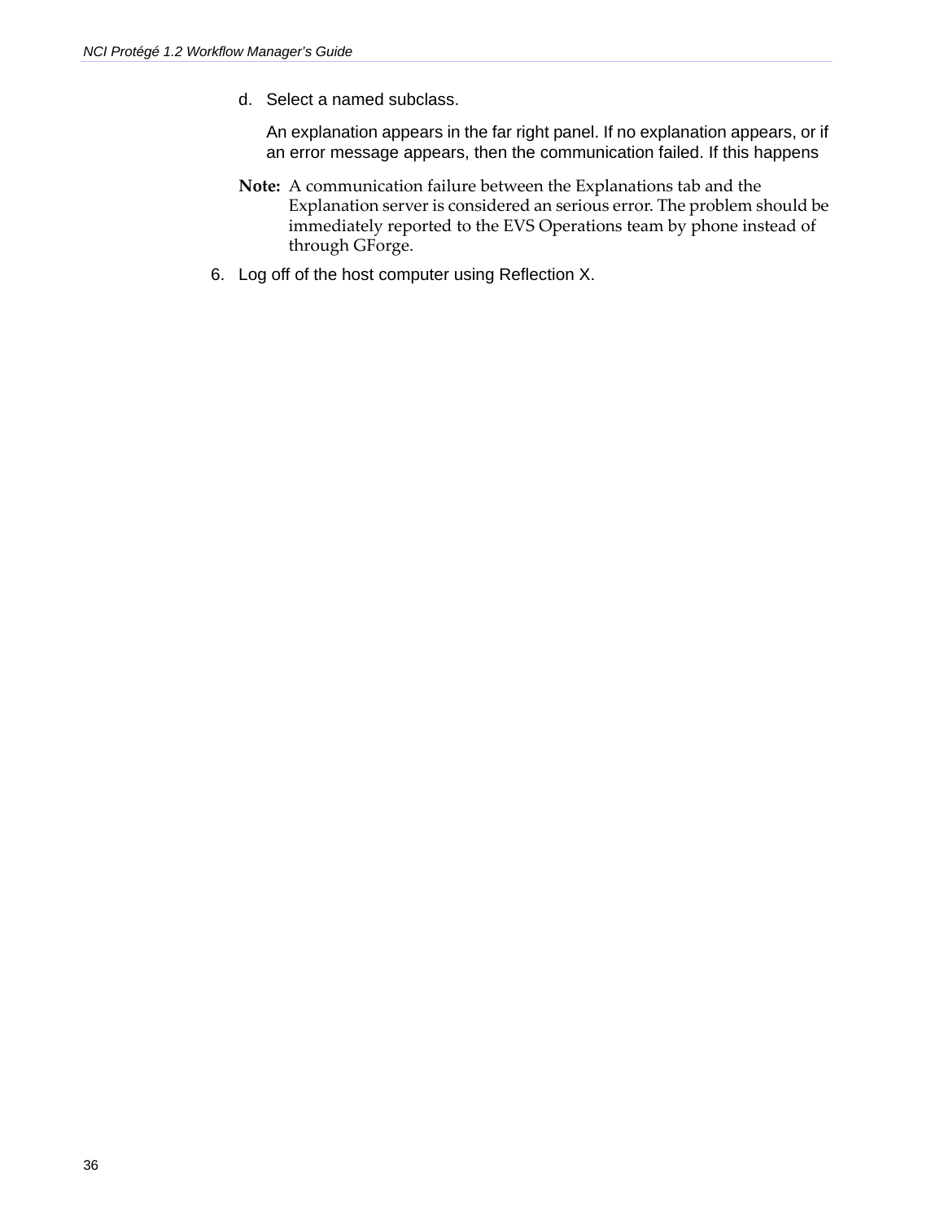d. Select a named subclass.

   An explanation appears in the far right panel. If no explanation appears, or if an error message appears, then the communication failed. If this happens

   **Note:** A communication failure between the Explanations tab and the Explanation server is considered an serious error. The problem should be immediately reported to the EVS Operations team by phone instead of through GForge.

6. Log off of the host computer using Reflection X.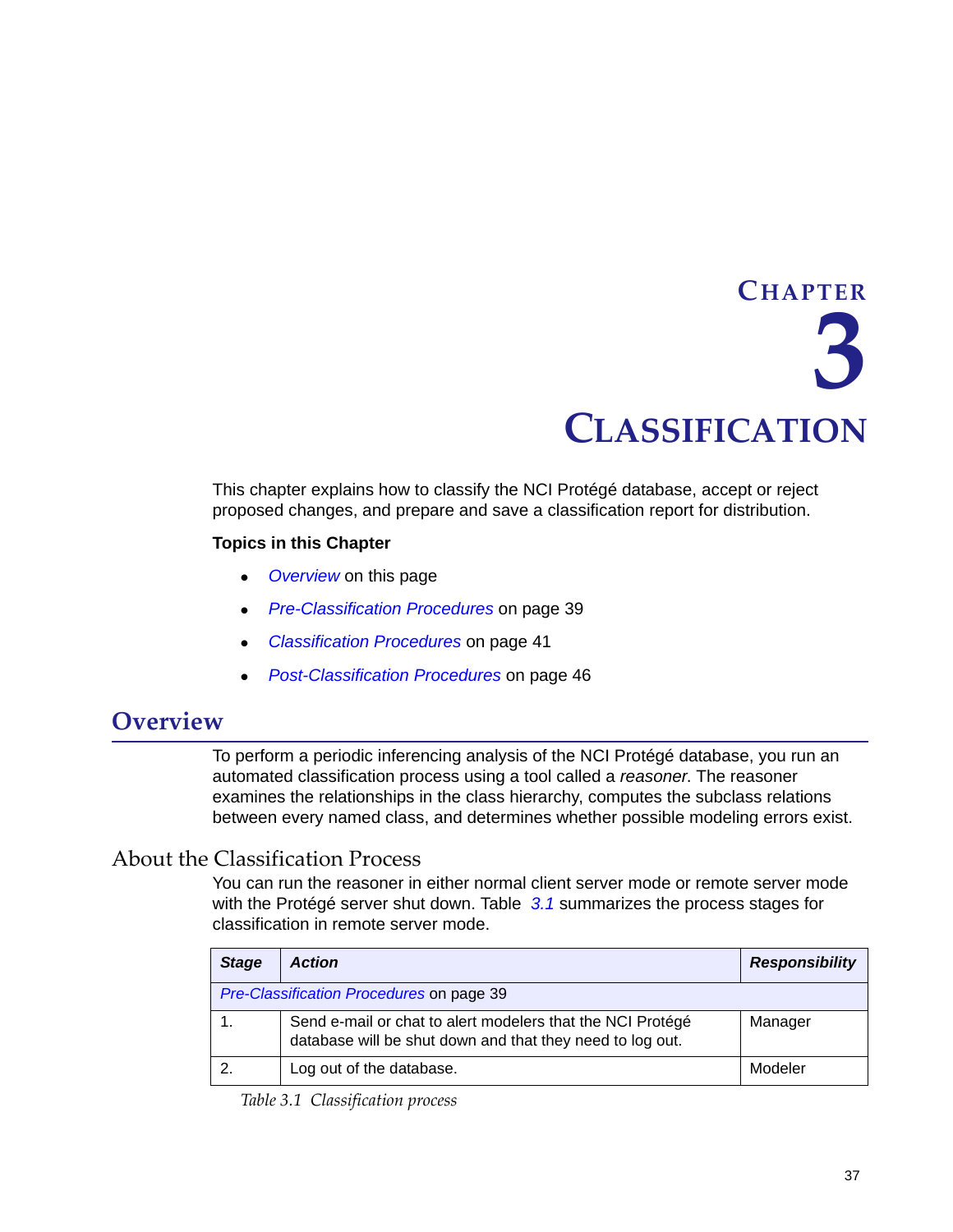# CHAPTER 3

# CLASSIFICATION

This chapter explains how to classify the NCI Protégé database, accept or reject proposed changes, and prepare and save a classification report for distribution.

**Topics in this Chapter**

- *Overview* on this page
- *Pre-Classification Procedures* on page 39
- *Classification Procedures* on page 41
- *Post-Classification Procedures* on page 46

## Overview

To perform a periodic inferencing analysis of the NCI Protégé database, you run an automated classification process using a tool called a *reasoner*. The reasoner examines the relationships in the class hierarchy, computes the subclass relations between every named class, and determines whether possible modeling errors exist.

### About the Classification Process

You can run the reasoner in either normal client server mode or remote server mode with the Protégé server shut down. Table *3.1* summarizes the process stages for classification in remote server mode.

| ***Stage*** | ***Action*** | ***Responsibility*** |
|---|---|---|
| *Pre-Classification Procedures* on page 39 | | |
| 1. | Send e-mail or chat to alert modelers that the NCI Protégé database will be shut down and that they need to log out. | Manager |
| 2. | Log out of the database. | Modeler |

*Table 3.1 Classification process*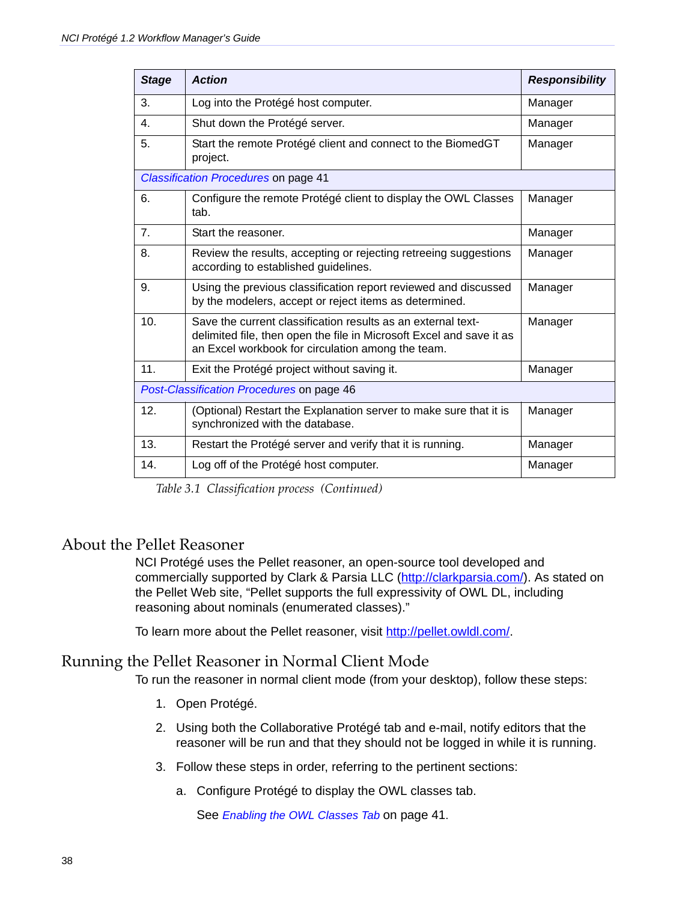| Stage | Action | Responsibility |
|---|---|---|
| 3. | Log into the Protégé host computer. | Manager |
| 4. | Shut down the Protégé server. | Manager |
| 5. | Start the remote Protégé client and connect to the BiomedGT project. | Manager |
| *Classification Procedures* on page 41 | | |
| 6. | Configure the remote Protégé client to display the OWL Classes tab. | Manager |
| 7. | Start the reasoner. | Manager |
| 8. | Review the results, accepting or rejecting retreeing suggestions according to established guidelines. | Manager |
| 9. | Using the previous classification report reviewed and discussed by the modelers, accept or reject items as determined. | Manager |
| 10. | Save the current classification results as an external text-delimited file, then open the file in Microsoft Excel and save it as an Excel workbook for circulation among the team. | Manager |
| 11. | Exit the Protégé project without saving it. | Manager |
| *Post-Classification Procedures* on page 46 | | |
| 12. | (Optional) Restart the Explanation server to make sure that it is synchronized with the database. | Manager |
| 13. | Restart the Protégé server and verify that it is running. | Manager |
| 14. | Log off of the Protégé host computer. | Manager |

*Table 3.1 Classification process (Continued)*

## About the Pellet Reasoner

NCI Protégé uses the Pellet reasoner, an open-source tool developed and commercially supported by Clark & Parsia LLC (http://clarkparsia.com/). As stated on the Pellet Web site, "Pellet supports the full expressivity of OWL DL, including reasoning about nominals (enumerated classes)."

To learn more about the Pellet reasoner, visit http://pellet.owldl.com/.

## Running the Pellet Reasoner in Normal Client Mode

To run the reasoner in normal client mode (from your desktop), follow these steps:

1. Open Protégé.
2. Using both the Collaborative Protégé tab and e-mail, notify editors that the reasoner will be run and that they should not be logged in while it is running.
3. Follow these steps in order, referring to the pertinent sections:
   a. Configure Protégé to display the OWL classes tab.

      See *Enabling the OWL Classes Tab* on page 41.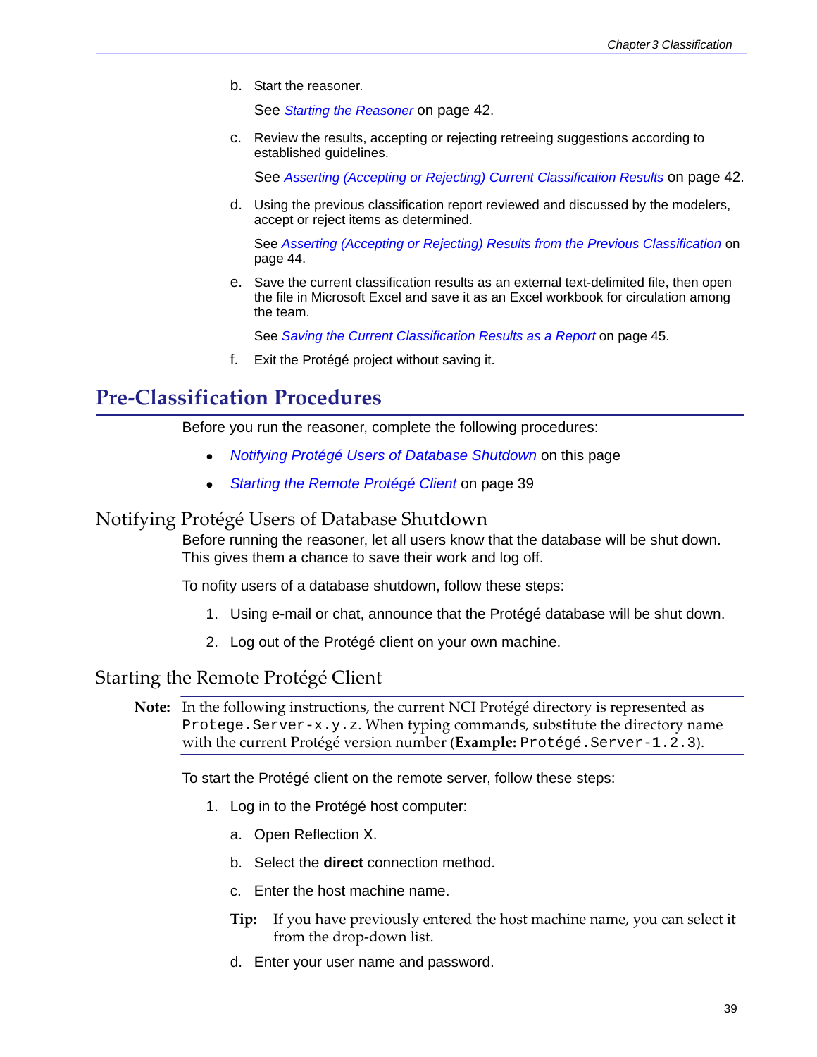b. Start the reasoner.

   See *Starting the Reasoner* on page 42.

c. Review the results, accepting or rejecting retreeing suggestions according to established guidelines.

   See *Asserting (Accepting or Rejecting) Current Classification Results* on page 42.

d. Using the previous classification report reviewed and discussed by the modelers, accept or reject items as determined.

   See *Asserting (Accepting or Rejecting) Results from the Previous Classification* on page 44.

e. Save the current classification results as an external text-delimited file, then open the file in Microsoft Excel and save it as an Excel workbook for circulation among the team.

   See *Saving the Current Classification Results as a Report* on page 45.

f. Exit the Protégé project without saving it.

# Pre-Classification Procedures

Before you run the reasoner, complete the following procedures:

- *Notifying Protégé Users of Database Shutdown* on this page
- *Starting the Remote Protégé Client* on page 39

## Notifying Protégé Users of Database Shutdown

Before running the reasoner, let all users know that the database will be shut down. This gives them a chance to save their work and log off.

To nofity users of a database shutdown, follow these steps:

1. Using e-mail or chat, announce that the Protégé database will be shut down.
2. Log out of the Protégé client on your own machine.

## Starting the Remote Protégé Client

**Note:** In the following instructions, the current NCI Protégé directory is represented as `Protege.Server-x.y.z`. When typing commands, substitute the directory name with the current Protégé version number (**Example:** `Protégé.Server-1.2.3`).

To start the Protégé client on the remote server, follow these steps:

1. Log in to the Protégé host computer:

   a. Open Reflection X.

   b. Select the **direct** connection method.

   c. Enter the host machine name.

   **Tip:** If you have previously entered the host machine name, you can select it from the drop-down list.

   d. Enter your user name and password.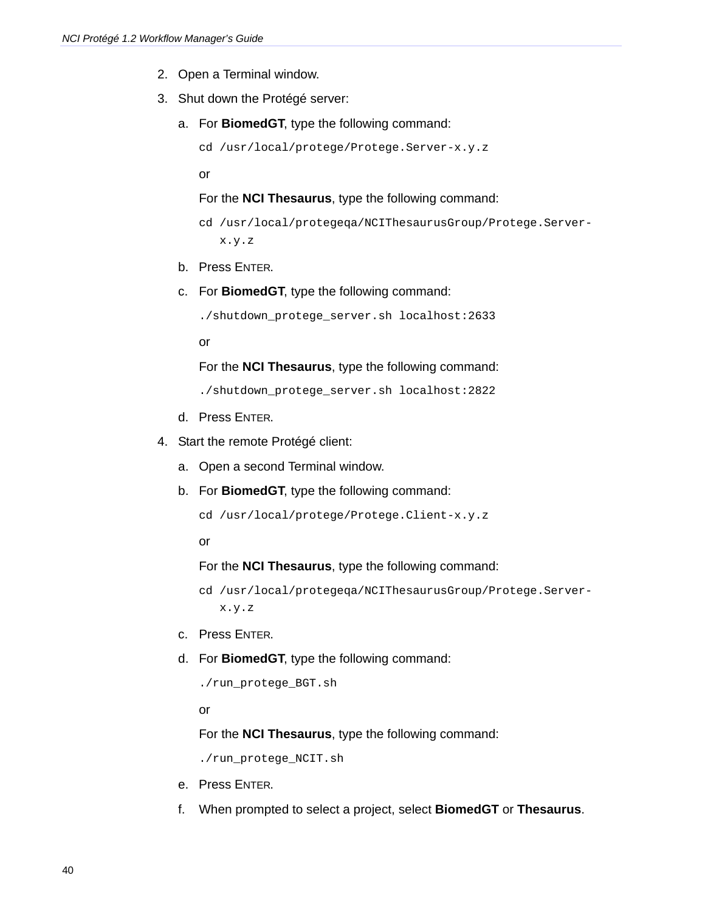2. Open a Terminal window.
3. Shut down the Protégé server:
   a. For **BiomedGT**, type the following command:

      ```
      cd /usr/local/protege/Protege.Server-x.y.z
      ```

      or

      For the **NCI Thesaurus**, type the following command:

      ```
      cd /usr/local/protegeqa/NCIThesaurusGroup/Protege.Server-x.y.z
      ```

   b. Press ENTER.
   c. For **BiomedGT**, type the following command:

      ```
      ./shutdown_protege_server.sh localhost:2633
      ```

      or

      For the **NCI Thesaurus**, type the following command:

      ```
      ./shutdown_protege_server.sh localhost:2822
      ```

   d. Press ENTER.
4. Start the remote Protégé client:
   a. Open a second Terminal window.
   b. For **BiomedGT**, type the following command:

      ```
      cd /usr/local/protege/Protege.Client-x.y.z
      ```

      or

      For the **NCI Thesaurus**, type the following command:

      ```
      cd /usr/local/protegeqa/NCIThesaurusGroup/Protege.Server-x.y.z
      ```

   c. Press ENTER.
   d. For **BiomedGT**, type the following command:

      ```
      ./run_protege_BGT.sh
      ```

      or

      For the **NCI Thesaurus**, type the following command:

      ```
      ./run_protege_NCIT.sh
      ```

   e. Press ENTER.
   f. When prompted to select a project, select **BiomedGT** or **Thesaurus**.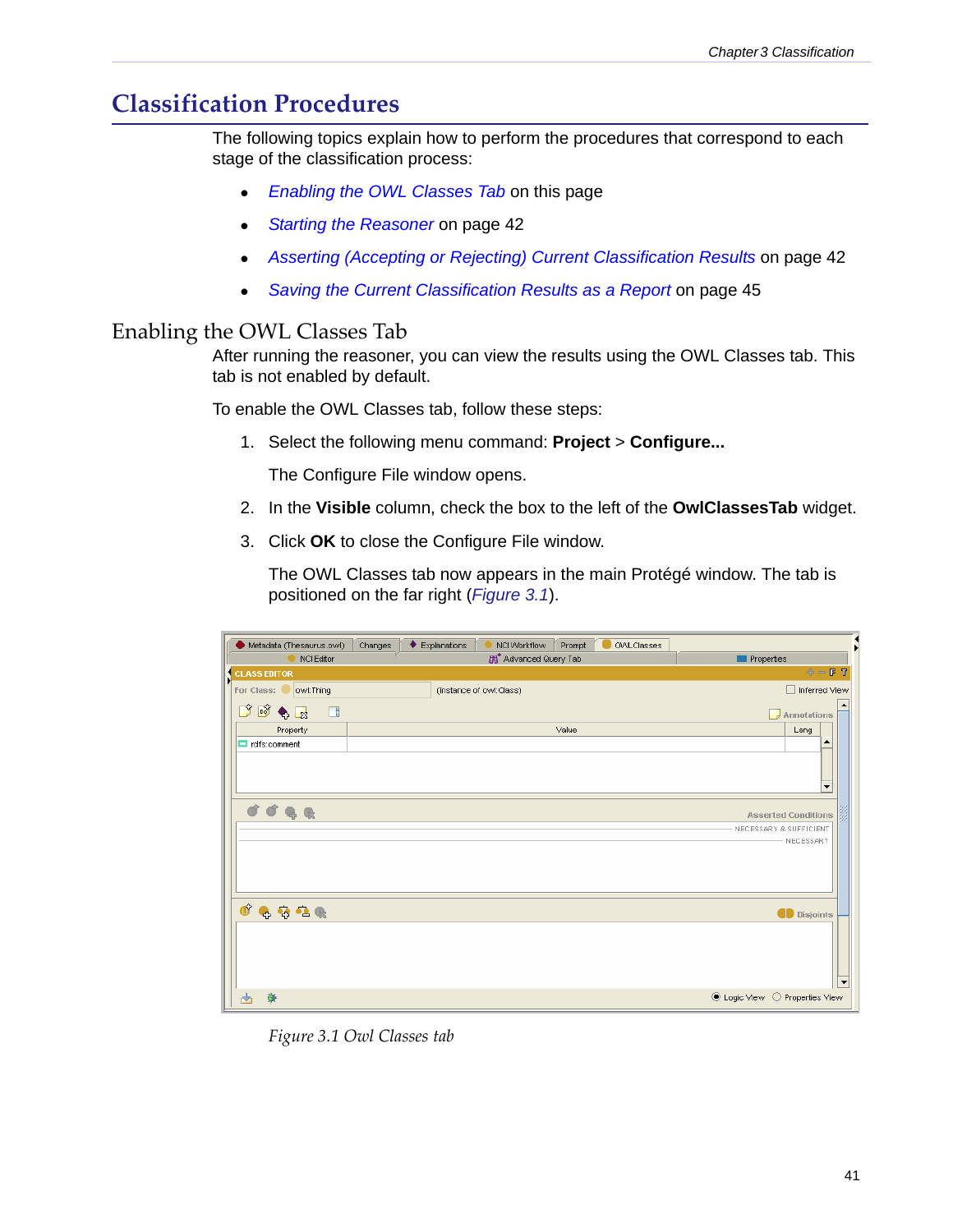# Classification Procedures

The following topics explain how to perform the procedures that correspond to each stage of the classification process:

- *Enabling the OWL Classes Tab* on this page
- *Starting the Reasoner* on page 42
- *Asserting (Accepting or Rejecting) Current Classification Results* on page 42
- *Saving the Current Classification Results as a Report* on page 45

## Enabling the OWL Classes Tab

After running the reasoner, you can view the results using the OWL Classes tab. This tab is not enabled by default.

To enable the OWL Classes tab, follow these steps:

1. Select the following menu command: **Project** > **Configure...**

   The Configure File window opens.

2. In the **Visible** column, check the box to the left of the **OwlClassesTab** widget.

3. Click **OK** to close the Configure File window.

   The OWL Classes tab now appears in the main Protégé window. The tab is positioned on the far right (*Figure 3.1*).

*Figure 3.1 Owl Classes tab*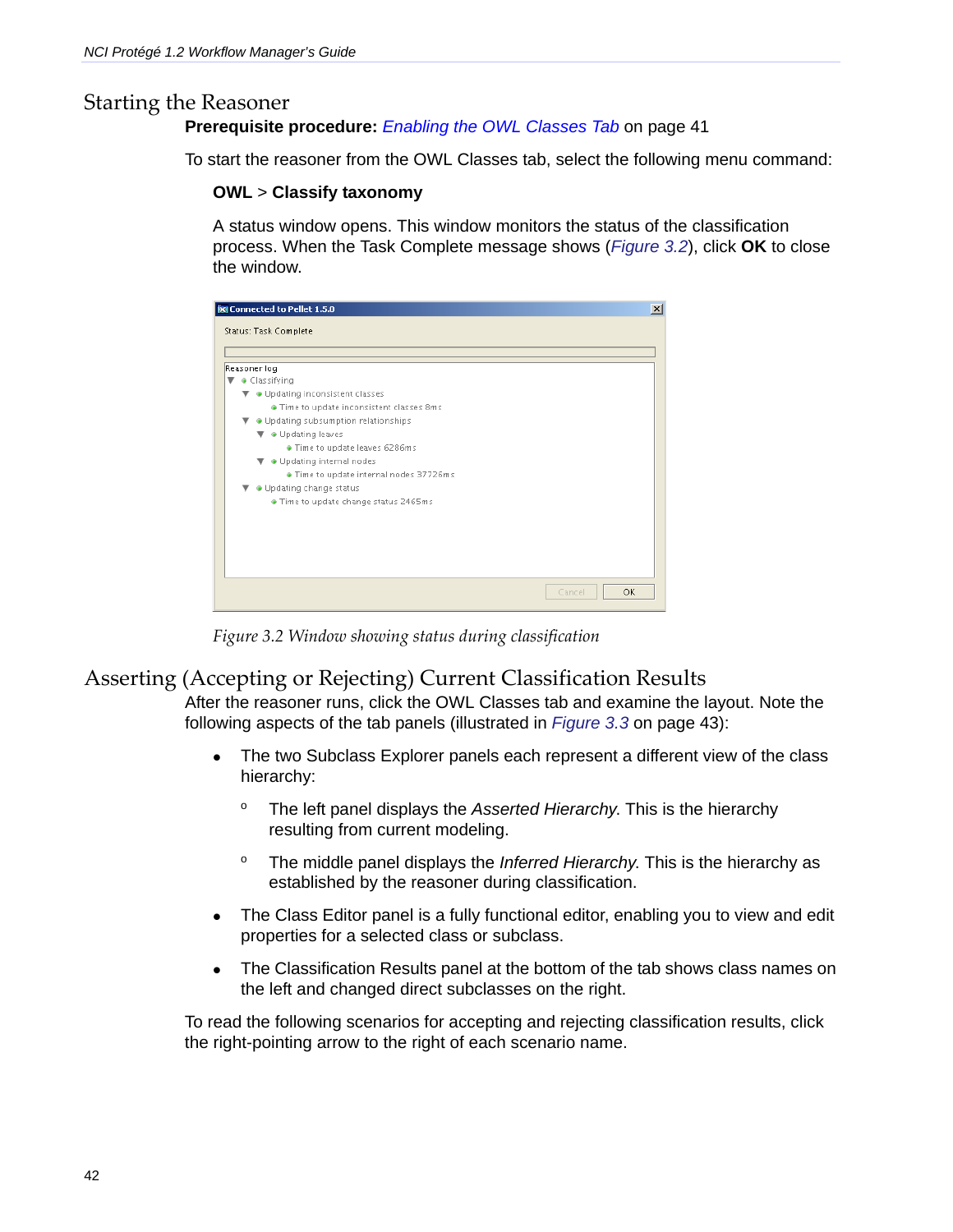## Starting the Reasoner

**Prerequisite procedure:** *Enabling the OWL Classes Tab* on page 41

To start the reasoner from the OWL Classes tab, select the following menu command:

**OWL** > **Classify taxonomy**

A status window opens. This window monitors the status of the classification process. When the Task Complete message shows (*Figure 3.2*), click **OK** to close the window.

*Figure 3.2 Window showing status during classification*

## Asserting (Accepting or Rejecting) Current Classification Results

After the reasoner runs, click the OWL Classes tab and examine the layout. Note the following aspects of the tab panels (illustrated in *Figure 3.3* on page 43):

- The two Subclass Explorer panels each represent a different view of the class hierarchy:
  - The left panel displays the *Asserted Hierarchy*. This is the hierarchy resulting from current modeling.
  - The middle panel displays the *Inferred Hierarchy*. This is the hierarchy as established by the reasoner during classification.
- The Class Editor panel is a fully functional editor, enabling you to view and edit properties for a selected class or subclass.
- The Classification Results panel at the bottom of the tab shows class names on the left and changed direct subclasses on the right.

To read the following scenarios for accepting and rejecting classification results, click the right-pointing arrow to the right of each scenario name.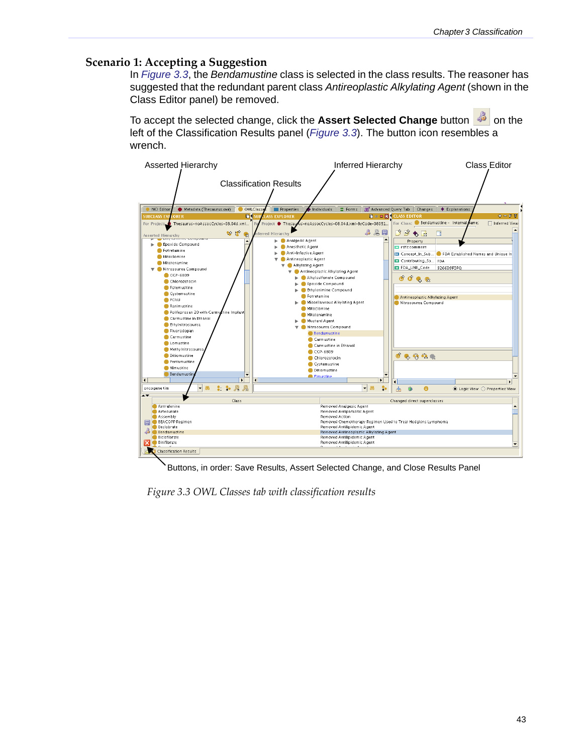## Scenario 1: Accepting a Suggestion

In *Figure 3.3*, the *Bendamustine* class is selected in the class results. The reasoner has suggested that the redundant parent class *Antireoplastic Alkylating Agent* (shown in the Class Editor panel) be removed.

To accept the selected change, click the **Assert Selected Change** button on the left of the Classification Results panel (*Figure 3.3*). The button icon resembles a wrench.

Asserted Hierarchy

Inferred Hierarchy

Class Editor

Classification Results

Buttons, in order: Save Results, Assert Selected Change, and Close Results Panel

*Figure 3.3 OWL Classes tab with classification results*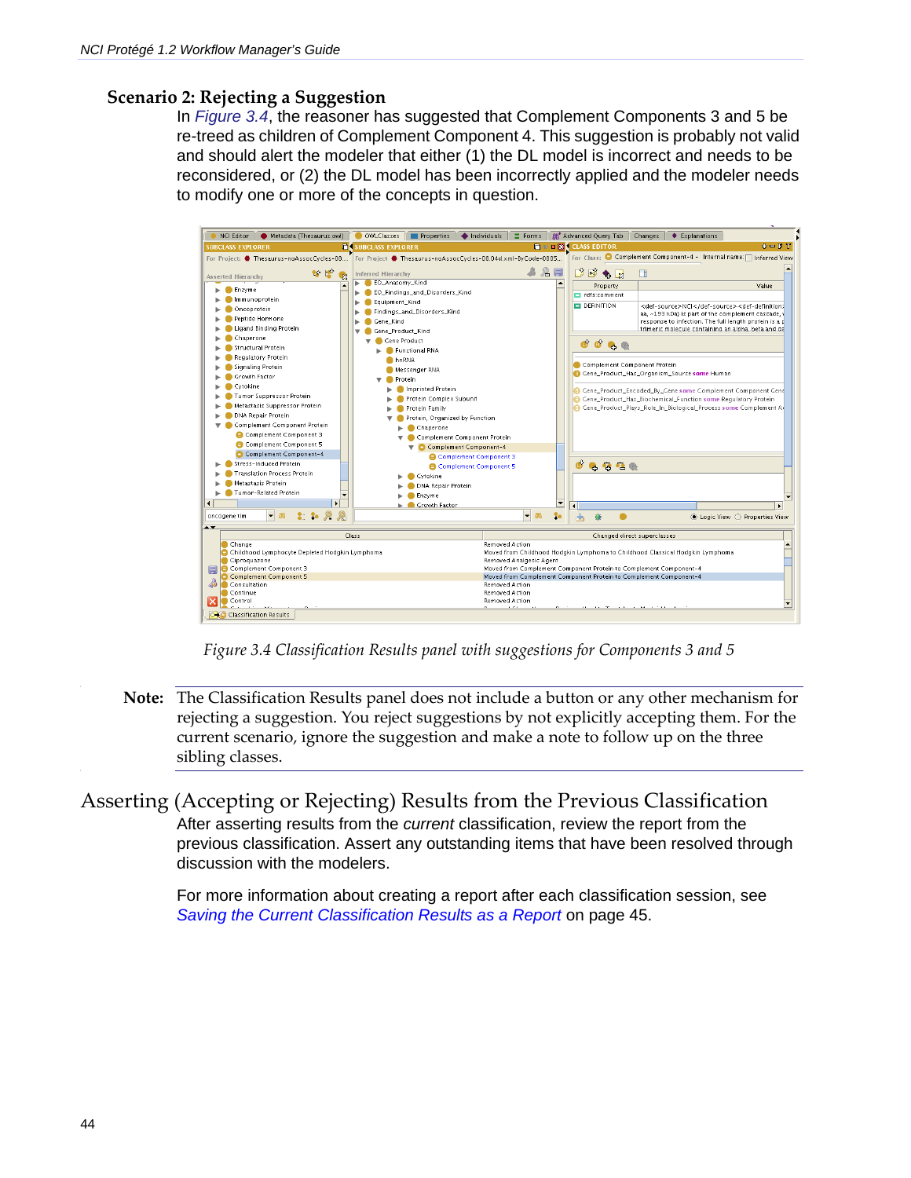### Scenario 2: Rejecting a Suggestion

In *Figure 3.4*, the reasoner has suggested that Complement Components 3 and 5 be re-treed as children of Complement Component 4. This suggestion is probably not valid and should alert the modeler that either (1) the DL model is incorrect and needs to be reconsidered, or (2) the DL model has been incorrectly applied and the modeler needs to modify one or more of the concepts in question.

*Figure 3.4 Classification Results panel with suggestions for Components 3 and 5*

**Note:** The Classification Results panel does not include a button or any other mechanism for rejecting a suggestion. You reject suggestions by not explicitly accepting them. For the current scenario, ignore the suggestion and make a note to follow up on the three sibling classes.

## Asserting (Accepting or Rejecting) Results from the Previous Classification

After asserting results from the *current* classification, review the report from the previous classification. Assert any outstanding items that have been resolved through discussion with the modelers.

For more information about creating a report after each classification session, see *Saving the Current Classification Results as a Report* on page 45.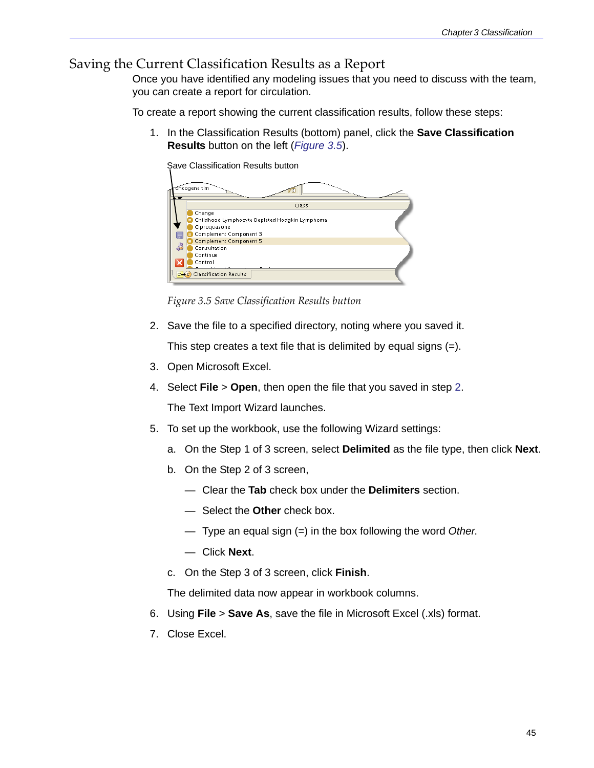## Saving the Current Classification Results as a Report

Once you have identified any modeling issues that you need to discuss with the team, you can create a report for circulation.

To create a report showing the current classification results, follow these steps:

1. In the Classification Results (bottom) panel, click the **Save Classification Results** button on the left (*Figure 3.5*).

   Save Classification Results button

   *Figure 3.5 Save Classification Results button*

2. Save the file to a specified directory, noting where you saved it.

   This step creates a text file that is delimited by equal signs (=).

3. Open Microsoft Excel.

4. Select **File** > **Open**, then open the file that you saved in step 2.

   The Text Import Wizard launches.

5. To set up the workbook, use the following Wizard settings:

   a. On the Step 1 of 3 screen, select **Delimited** as the file type, then click **Next**.

   b. On the Step 2 of 3 screen,

      — Clear the **Tab** check box under the **Delimiters** section.

      — Select the **Other** check box.

      — Type an equal sign (=) in the box following the word *Other.*

      — Click **Next**.

   c. On the Step 3 of 3 screen, click **Finish**.

   The delimited data now appear in workbook columns.

6. Using **File** > **Save As**, save the file in Microsoft Excel (.xls) format.

7. Close Excel.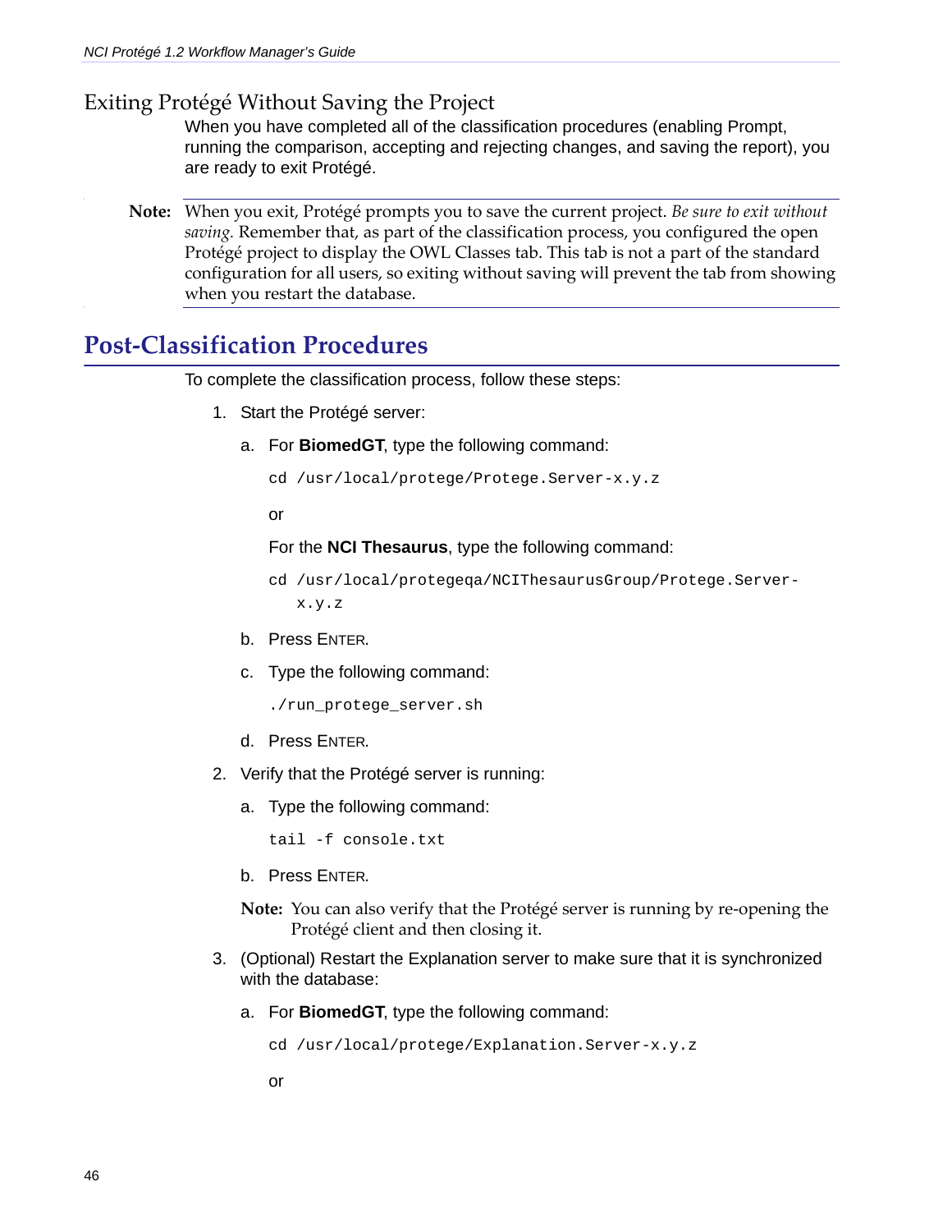## Exiting Protégé Without Saving the Project

When you have completed all of the classification procedures (enabling Prompt, running the comparison, accepting and rejecting changes, and saving the report), you are ready to exit Protégé.

**Note:** When you exit, Protégé prompts you to save the current project. *Be sure to exit without saving.* Remember that, as part of the classification process, you configured the open Protégé project to display the OWL Classes tab. This tab is not a part of the standard configuration for all users, so exiting without saving will prevent the tab from showing when you restart the database.

# Post-Classification Procedures

To complete the classification process, follow these steps:

1. Start the Protégé server:

   a. For **BiomedGT**, type the following command:

      ```
      cd /usr/local/protege/Protege.Server-x.y.z
      ```

      or

      For the **NCI Thesaurus**, type the following command:

      ```
      cd /usr/local/protegeqa/NCIThesaurusGroup/Protege.Server-
         x.y.z
      ```

   b. Press ENTER.

   c. Type the following command:

      ```
      ./run_protege_server.sh
      ```

   d. Press ENTER.

2. Verify that the Protégé server is running:

   a. Type the following command:

      ```
      tail -f console.txt
      ```

   b. Press ENTER.

   **Note:** You can also verify that the Protégé server is running by re-opening the Protégé client and then closing it.

3. (Optional) Restart the Explanation server to make sure that it is synchronized with the database:

   a. For **BiomedGT**, type the following command:

      ```
      cd /usr/local/protege/Explanation.Server-x.y.z
      ```

      or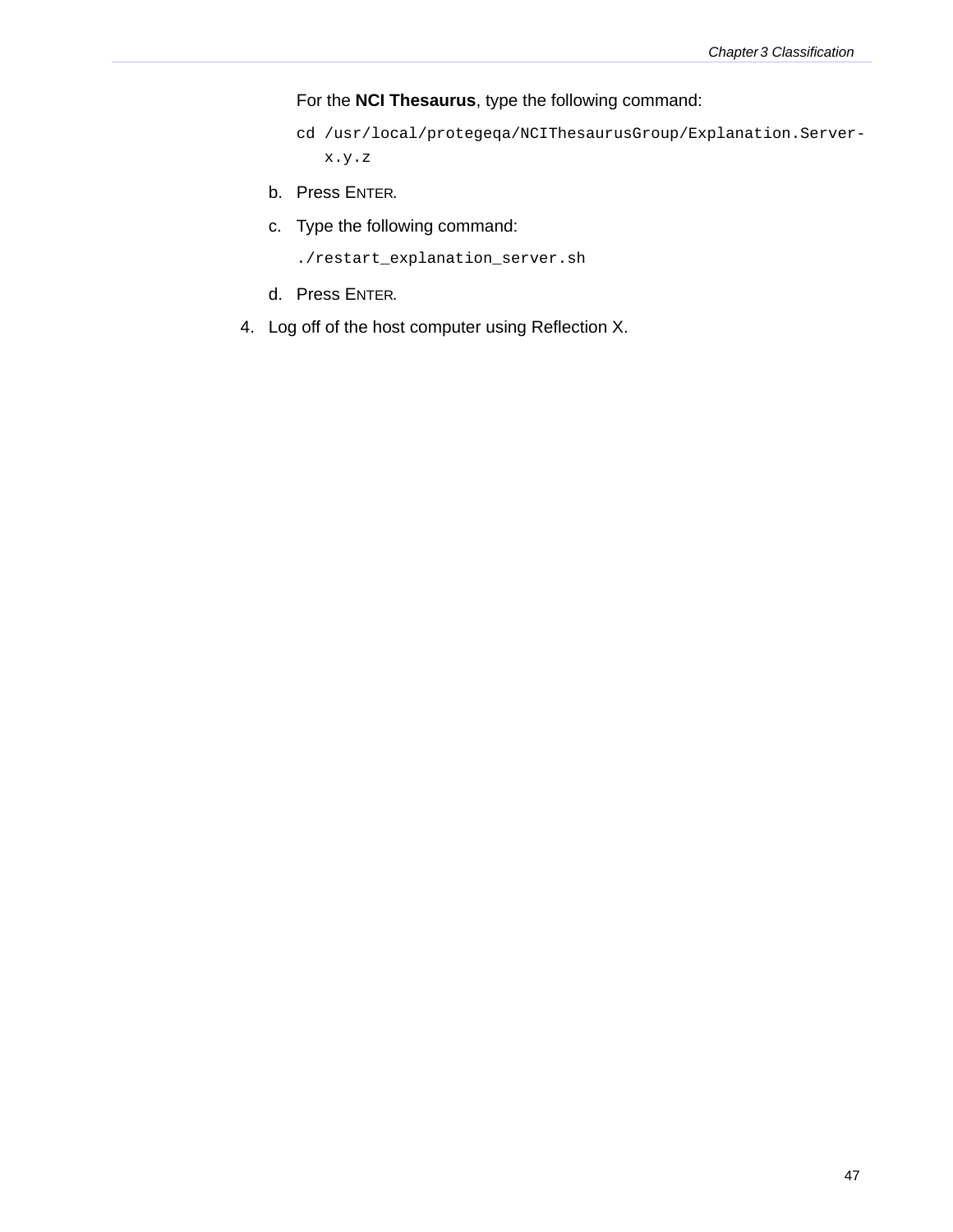For the **NCI Thesaurus**, type the following command:

```
cd /usr/local/protegeqa/NCIThesaurusGroup/Explanation.Server-x.y.z
```

b. Press ENTER.

c. Type the following command:

```
./restart_explanation_server.sh
```

d. Press ENTER.

4. Log off of the host computer using Reflection X.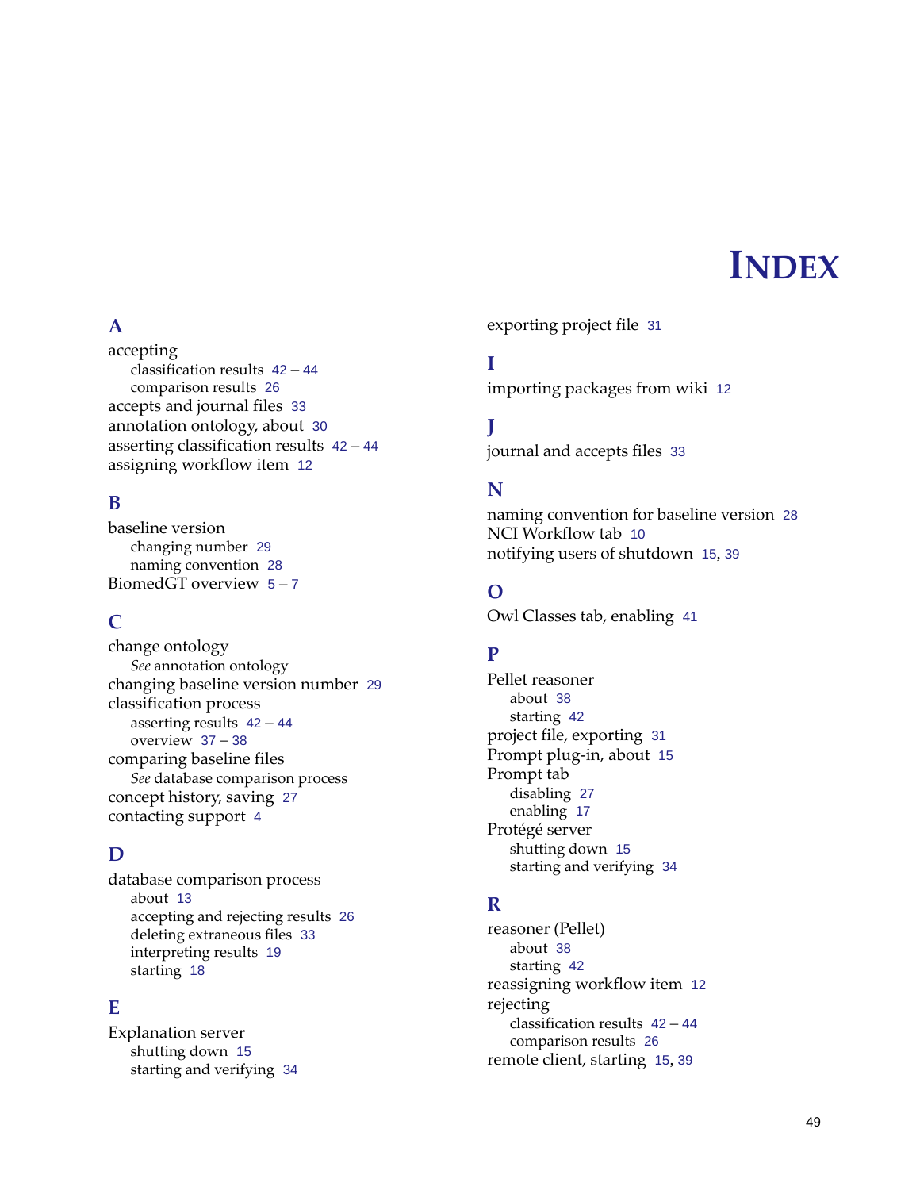# INDEX

## A

accepting
- classification results 42 – 44
- comparison results 26

accepts and journal files 33
annotation ontology, about 30
asserting classification results 42 – 44
assigning workflow item 12

## B

baseline version
- changing number 29
- naming convention 28

BiomedGT overview 5 – 7

## C

change ontology
- *See* annotation ontology

changing baseline version number 29
classification process
- asserting results 42 – 44
- overview 37 – 38

comparing baseline files
- *See* database comparison process

concept history, saving 27
contacting support 4

## D

database comparison process
- about 13
- accepting and rejecting results 26
- deleting extraneous files 33
- interpreting results 19
- starting 18

## E

Explanation server
- shutting down 15
- starting and verifying 34

exporting project file 31

## I

importing packages from wiki 12

## J

journal and accepts files 33

## N

naming convention for baseline version 28
NCI Workflow tab 10
notifying users of shutdown 15, 39

## O

Owl Classes tab, enabling 41

## P

Pellet reasoner
- about 38
- starting 42

project file, exporting 31
Prompt plug-in, about 15
Prompt tab
- disabling 27
- enabling 17

Protégé server
- shutting down 15
- starting and verifying 34

## R

reasoner (Pellet)
- about 38
- starting 42

reassigning workflow item 12
rejecting
- classification results 42 – 44
- comparison results 26

remote client, starting 15, 39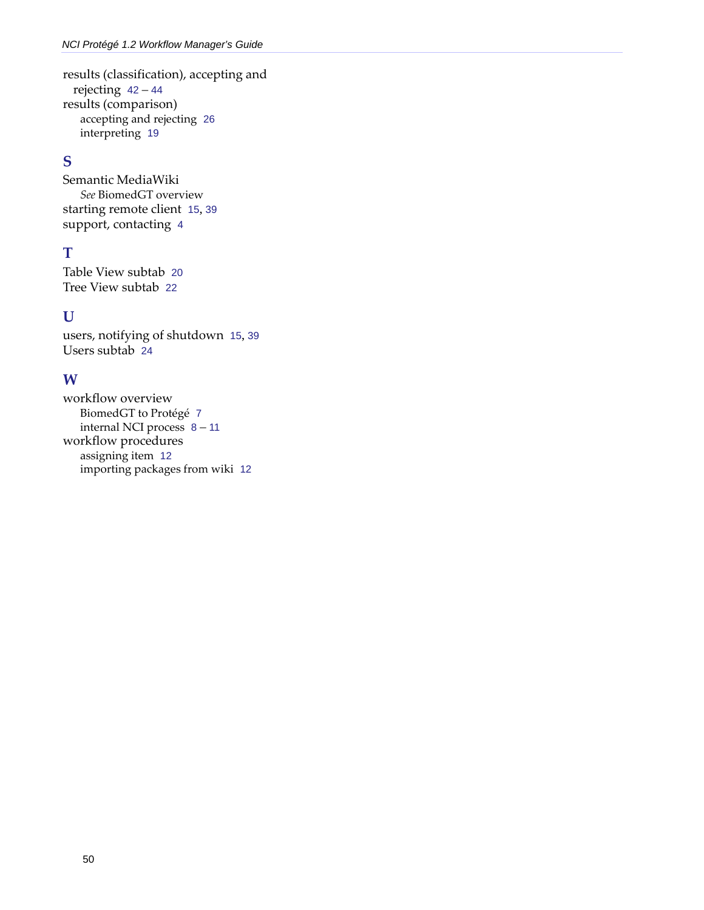results (classification), accepting and rejecting 42 – 44
results (comparison)
  accepting and rejecting 26
  interpreting 19

## S

Semantic MediaWiki
  *See* BiomedGT overview
starting remote client 15, 39
support, contacting 4

## T

Table View subtab 20
Tree View subtab 22

## U

users, notifying of shutdown 15, 39
Users subtab 24

## W

workflow overview
  BiomedGT to Protégé 7
  internal NCI process 8 – 11
workflow procedures
  assigning item 12
  importing packages from wiki 12